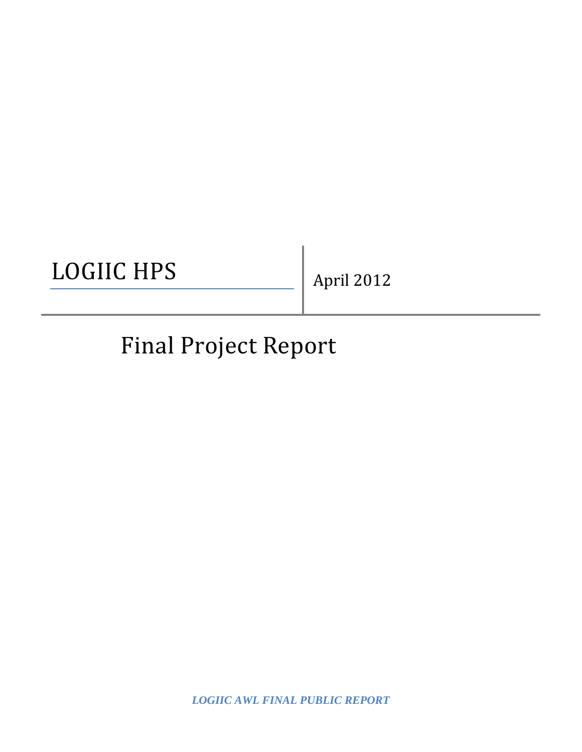# LOGIIC HPS

April 2012

## Final Project Report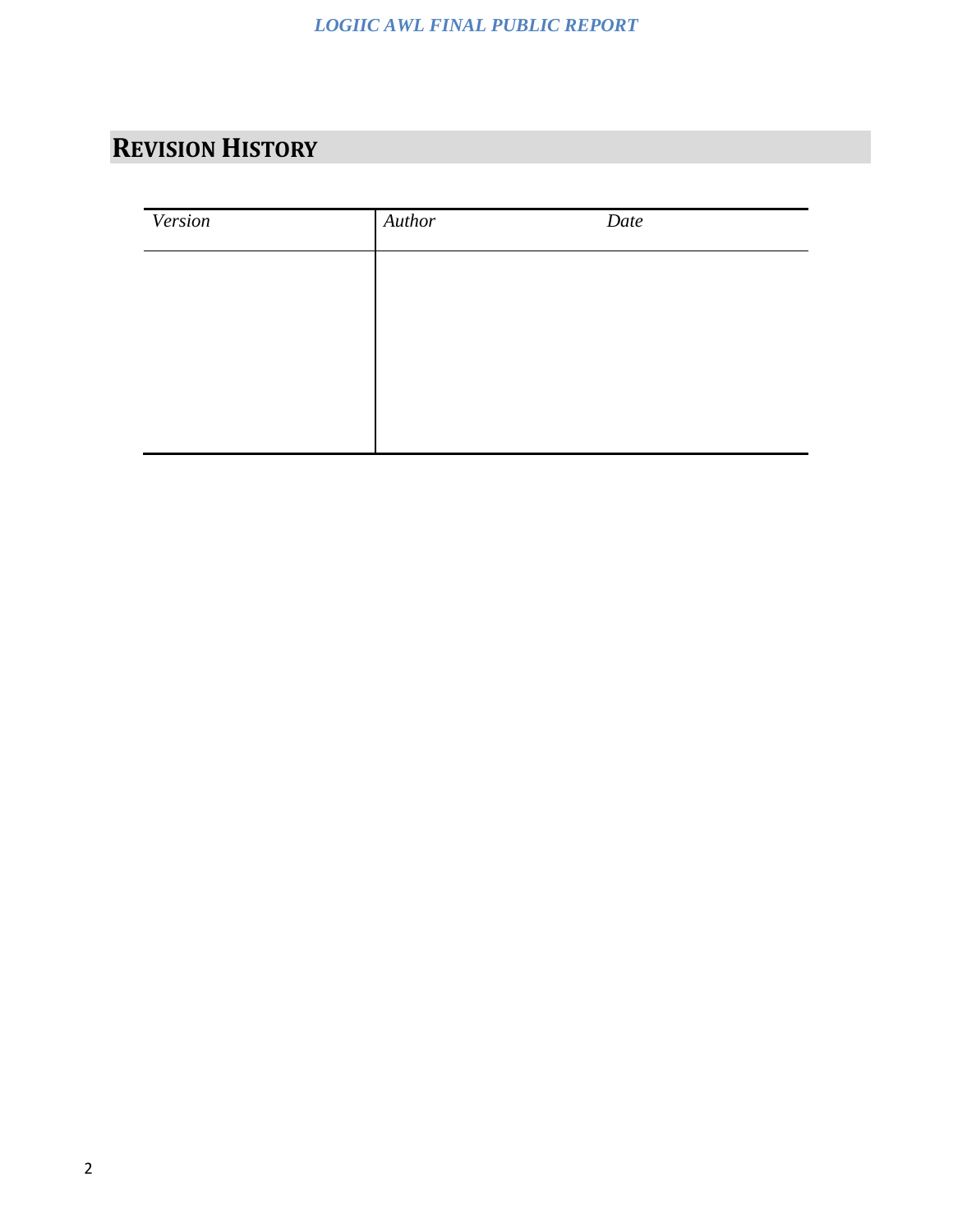# Revision History

| *Version* | *Author* | *Date* |
| --- | --- | --- |
| | | |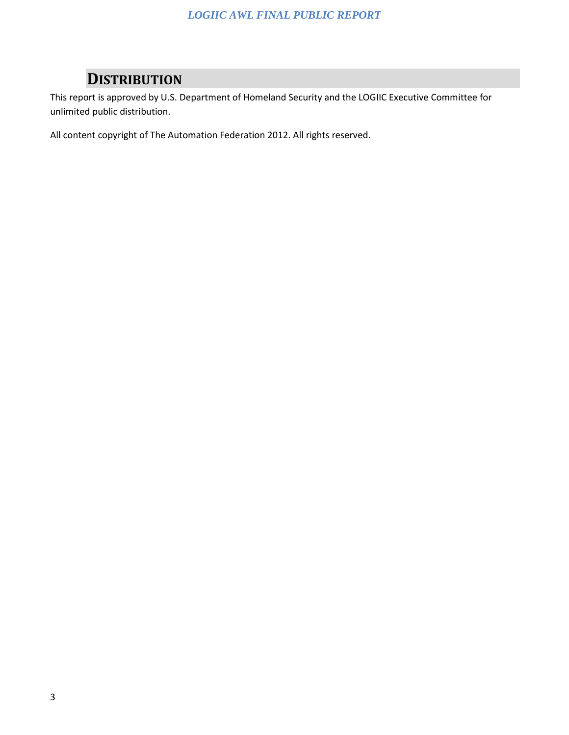# DISTRIBUTION

This report is approved by U.S. Department of Homeland Security and the LOGIIC Executive Committee for unlimited public distribution.

All content copyright of The Automation Federation 2012. All rights reserved.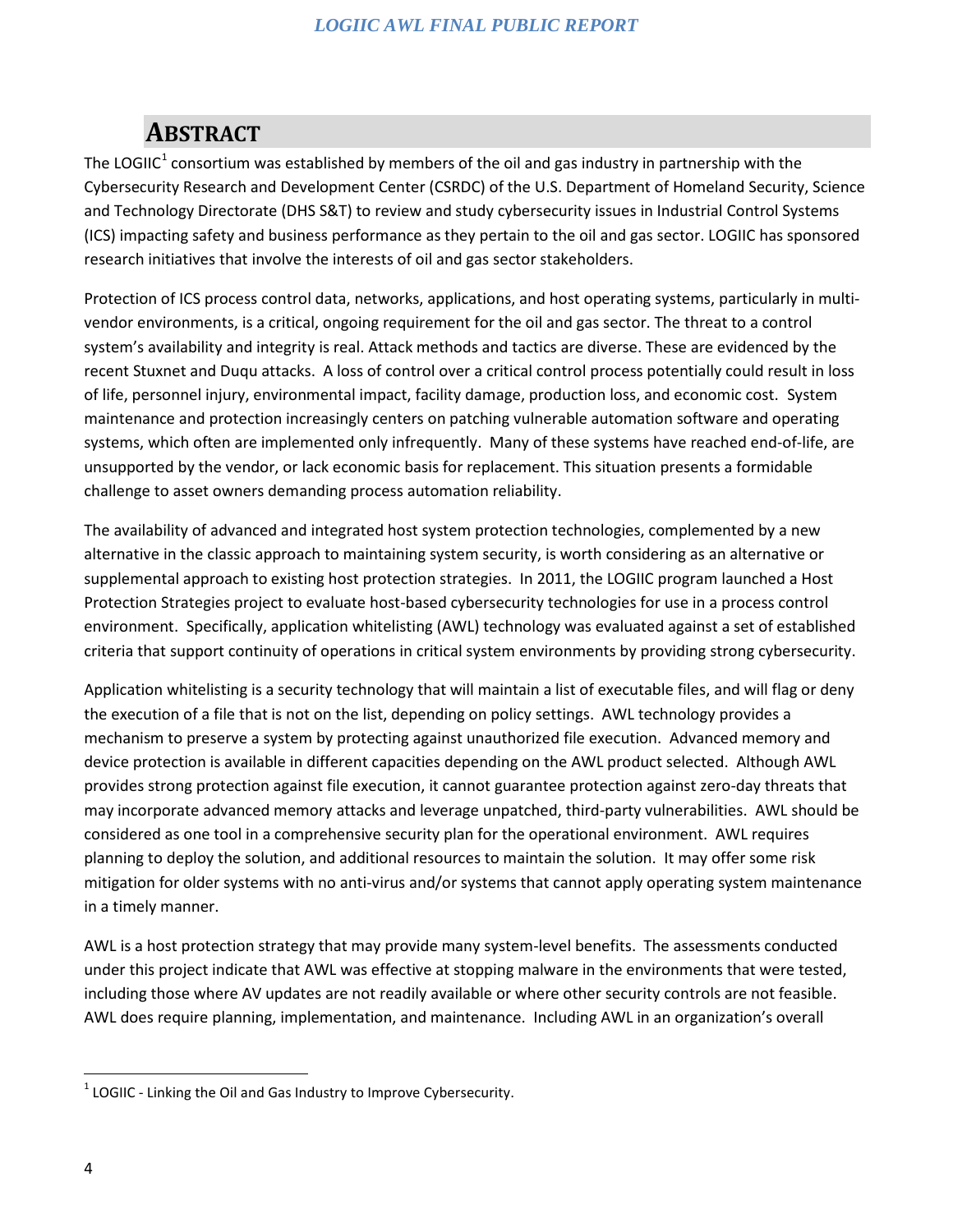# ABSTRACT

The LOGIIC[1] consortium was established by members of the oil and gas industry in partnership with the Cybersecurity Research and Development Center (CSRDC) of the U.S. Department of Homeland Security, Science and Technology Directorate (DHS S&T) to review and study cybersecurity issues in Industrial Control Systems (ICS) impacting safety and business performance as they pertain to the oil and gas sector. LOGIIC has sponsored research initiatives that involve the interests of oil and gas sector stakeholders.

Protection of ICS process control data, networks, applications, and host operating systems, particularly in multi-vendor environments, is a critical, ongoing requirement for the oil and gas sector. The threat to a control system's availability and integrity is real. Attack methods and tactics are diverse. These are evidenced by the recent Stuxnet and Duqu attacks. A loss of control over a critical control process potentially could result in loss of life, personnel injury, environmental impact, facility damage, production loss, and economic cost. System maintenance and protection increasingly centers on patching vulnerable automation software and operating systems, which often are implemented only infrequently. Many of these systems have reached end-of-life, are unsupported by the vendor, or lack economic basis for replacement. This situation presents a formidable challenge to asset owners demanding process automation reliability.

The availability of advanced and integrated host system protection technologies, complemented by a new alternative in the classic approach to maintaining system security, is worth considering as an alternative or supplemental approach to existing host protection strategies. In 2011, the LOGIIC program launched a Host Protection Strategies project to evaluate host-based cybersecurity technologies for use in a process control environment. Specifically, application whitelisting (AWL) technology was evaluated against a set of established criteria that support continuity of operations in critical system environments by providing strong cybersecurity.

Application whitelisting is a security technology that will maintain a list of executable files, and will flag or deny the execution of a file that is not on the list, depending on policy settings. AWL technology provides a mechanism to preserve a system by protecting against unauthorized file execution. Advanced memory and device protection is available in different capacities depending on the AWL product selected. Although AWL provides strong protection against file execution, it cannot guarantee protection against zero-day threats that may incorporate advanced memory attacks and leverage unpatched, third-party vulnerabilities. AWL should be considered as one tool in a comprehensive security plan for the operational environment. AWL requires planning to deploy the solution, and additional resources to maintain the solution. It may offer some risk mitigation for older systems with no anti-virus and/or systems that cannot apply operating system maintenance in a timely manner.

AWL is a host protection strategy that may provide many system-level benefits. The assessments conducted under this project indicate that AWL was effective at stopping malware in the environments that were tested, including those where AV updates are not readily available or where other security controls are not feasible. AWL does require planning, implementation, and maintenance. Including AWL in an organization's overall

[1] LOGIIC - Linking the Oil and Gas Industry to Improve Cybersecurity.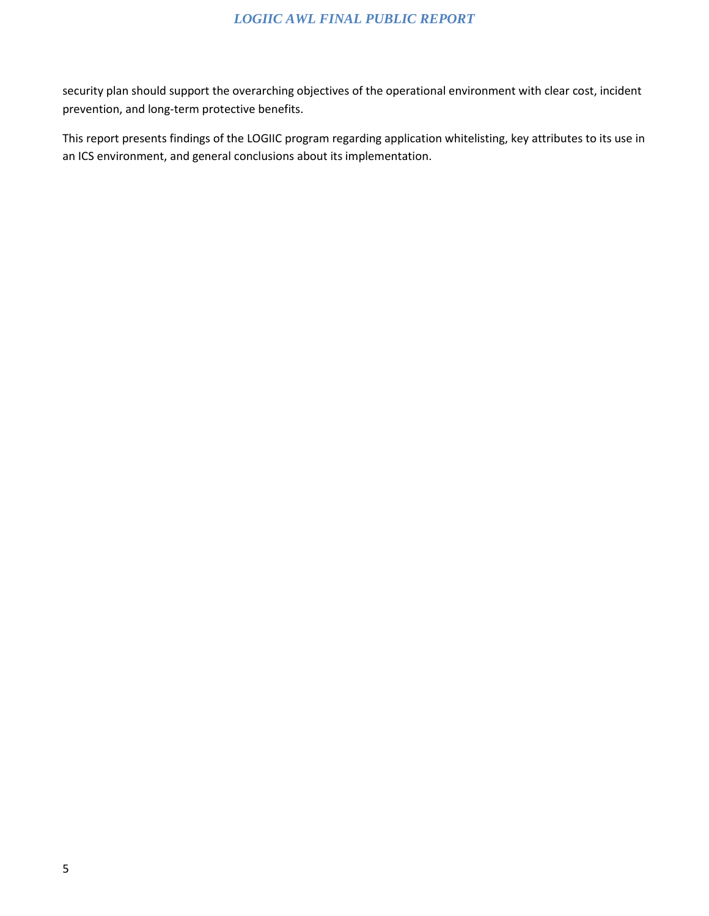security plan should support the overarching objectives of the operational environment with clear cost, incident prevention, and long-term protective benefits.

This report presents findings of the LOGIIC program regarding application whitelisting, key attributes to its use in an ICS environment, and general conclusions about its implementation.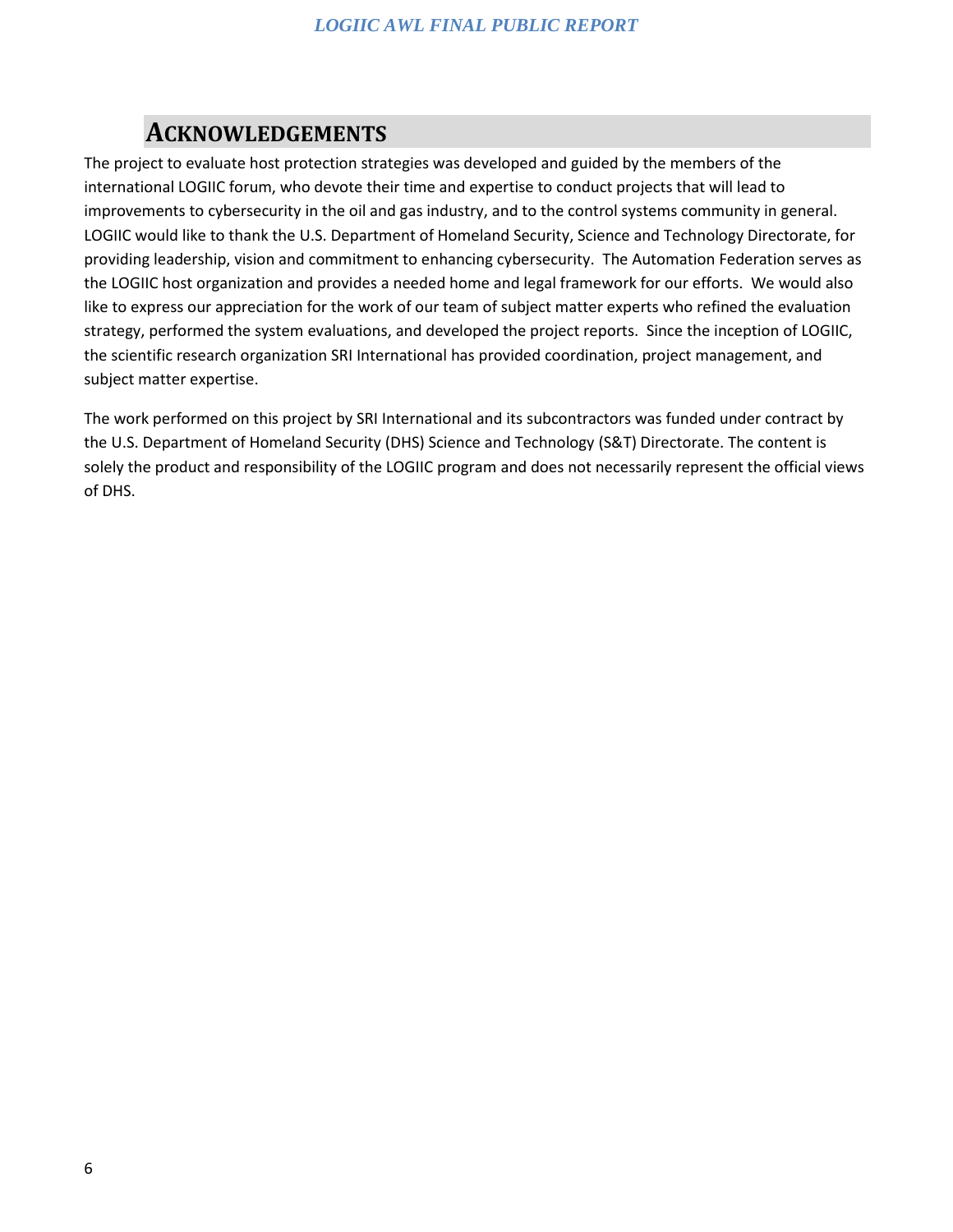# ACKNOWLEDGEMENTS

The project to evaluate host protection strategies was developed and guided by the members of the international LOGIIC forum, who devote their time and expertise to conduct projects that will lead to improvements to cybersecurity in the oil and gas industry, and to the control systems community in general. LOGIIC would like to thank the U.S. Department of Homeland Security, Science and Technology Directorate, for providing leadership, vision and commitment to enhancing cybersecurity. The Automation Federation serves as the LOGIIC host organization and provides a needed home and legal framework for our efforts. We would also like to express our appreciation for the work of our team of subject matter experts who refined the evaluation strategy, performed the system evaluations, and developed the project reports. Since the inception of LOGIIC, the scientific research organization SRI International has provided coordination, project management, and subject matter expertise.

The work performed on this project by SRI International and its subcontractors was funded under contract by the U.S. Department of Homeland Security (DHS) Science and Technology (S&T) Directorate. The content is solely the product and responsibility of the LOGIIC program and does not necessarily represent the official views of DHS.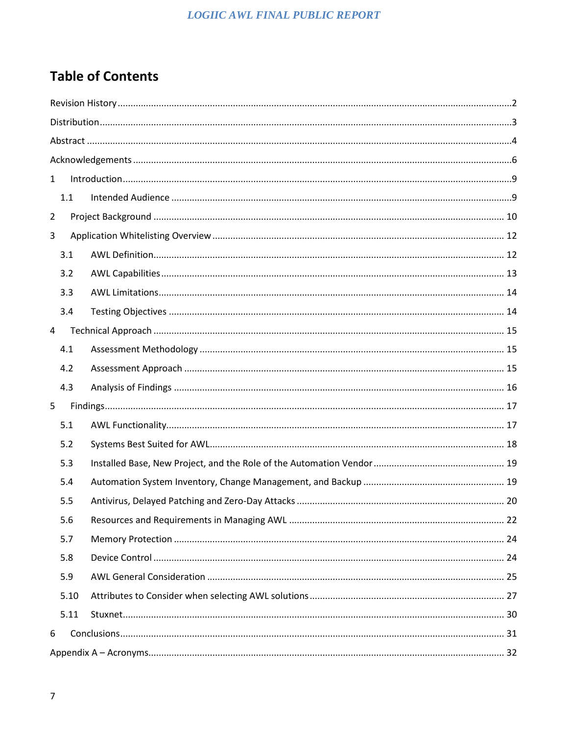# Table of Contents

Revision History ....................................................................................................................................2

Distribution ...........................................................................................................................................3

Abstract ..................................................................................................................................................4

Acknowledgements ...............................................................................................................................6

1 Introduction ........................................................................................................................................9

  1.1 Intended Audience ........................................................................................................................9

2 Project Background ........................................................................................................................ 10

3 Application Whitelisting Overview ................................................................................................. 12

  3.1 AWL Definition ........................................................................................................................... 12

  3.2 AWL Capabilities ........................................................................................................................ 13

  3.3 AWL Limitations ......................................................................................................................... 14

  3.4 Testing Objectives ...................................................................................................................... 14

4 Technical Approach ......................................................................................................................... 15

  4.1 Assessment Methodology ........................................................................................................... 15

  4.2 Assessment Approach ................................................................................................................. 15

  4.3 Analysis of Findings ................................................................................................................... 16

5 Findings ............................................................................................................................................ 17

  5.1 AWL Functionality ...................................................................................................................... 17

  5.2 Systems Best Suited for AWL ...................................................................................................... 18

  5.3 Installed Base, New Project, and the Role of the Automation Vendor ....................................... 19

  5.4 Automation System Inventory, Change Management, and Backup ........................................... 19

  5.5 Antivirus, Delayed Patching and Zero-Day Attacks .................................................................... 20

  5.6 Resources and Requirements in Managing AWL ........................................................................ 22

  5.7 Memory Protection .................................................................................................................... 24

  5.8 Device Control ............................................................................................................................ 24

  5.9 AWL General Consideration ....................................................................................................... 25

  5.10 Attributes to Consider when selecting AWL solutions ............................................................. 27

  5.11 Stuxnet ..................................................................................................................................... 30

6 Conclusions ...................................................................................................................................... 31

Appendix A – Acronyms ...................................................................................................................... 32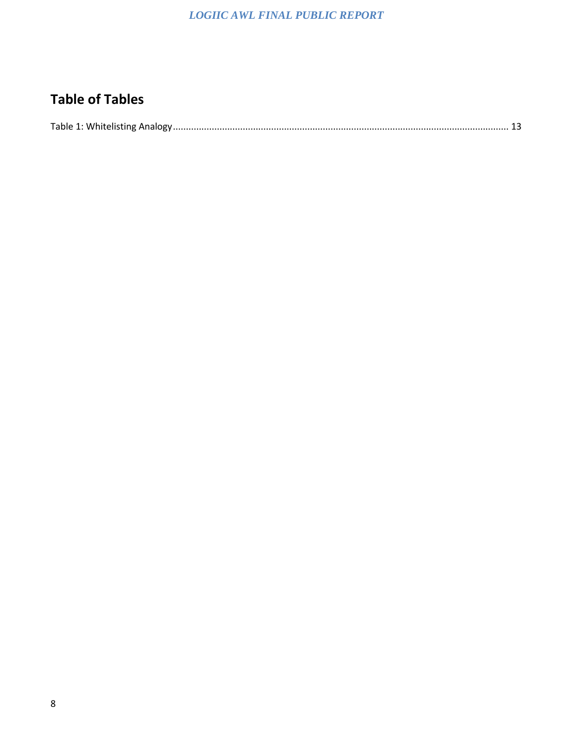## Table of Tables

Table 1: Whitelisting Analogy ........................................................................................................................ 13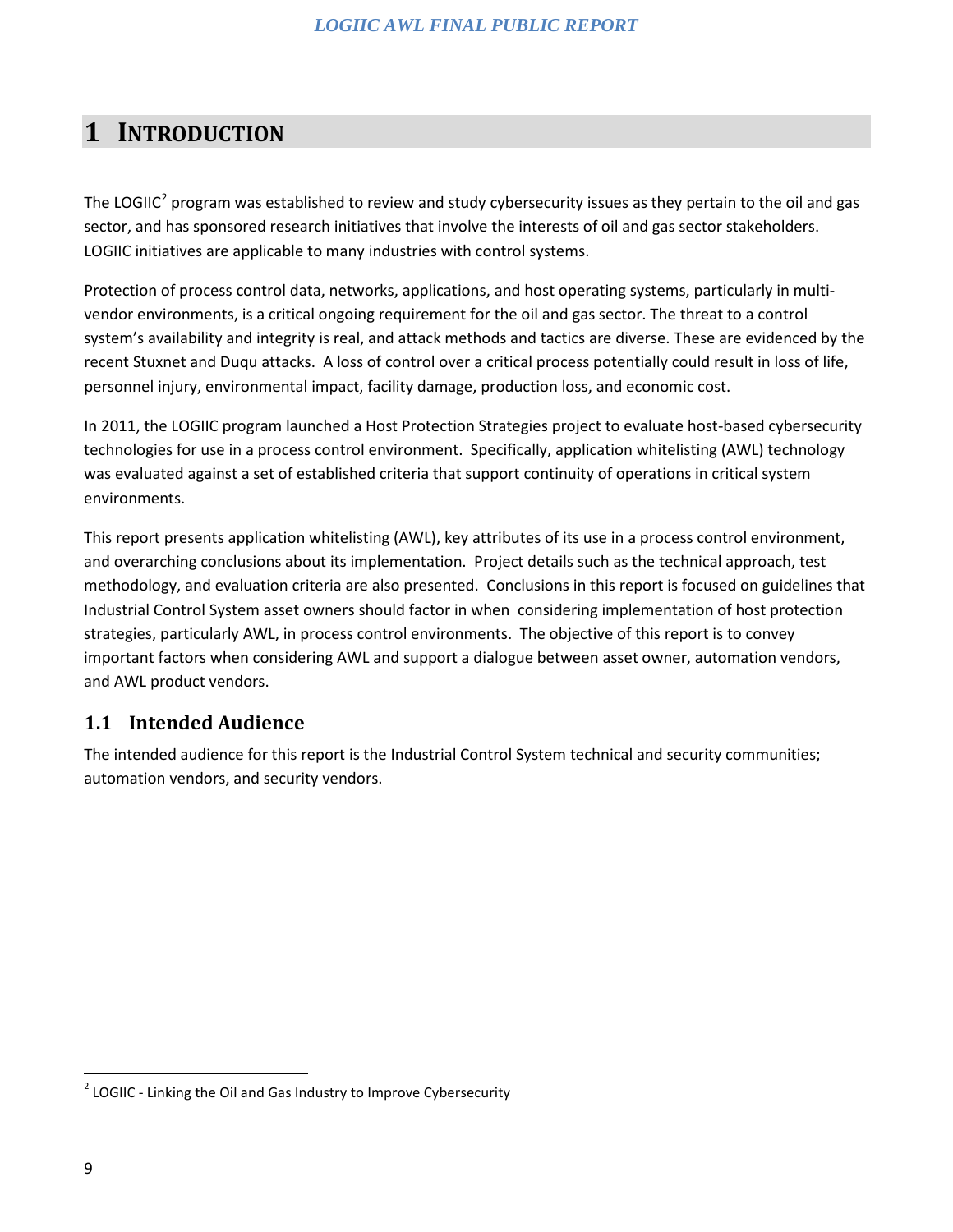# 1 INTRODUCTION

The LOGIIC[2] program was established to review and study cybersecurity issues as they pertain to the oil and gas sector, and has sponsored research initiatives that involve the interests of oil and gas sector stakeholders. LOGIIC initiatives are applicable to many industries with control systems.

Protection of process control data, networks, applications, and host operating systems, particularly in multi-vendor environments, is a critical ongoing requirement for the oil and gas sector. The threat to a control system's availability and integrity is real, and attack methods and tactics are diverse. These are evidenced by the recent Stuxnet and Duqu attacks. A loss of control over a critical process potentially could result in loss of life, personnel injury, environmental impact, facility damage, production loss, and economic cost.

In 2011, the LOGIIC program launched a Host Protection Strategies project to evaluate host-based cybersecurity technologies for use in a process control environment. Specifically, application whitelisting (AWL) technology was evaluated against a set of established criteria that support continuity of operations in critical system environments.

This report presents application whitelisting (AWL), key attributes of its use in a process control environment, and overarching conclusions about its implementation. Project details such as the technical approach, test methodology, and evaluation criteria are also presented. Conclusions in this report is focused on guidelines that Industrial Control System asset owners should factor in when considering implementation of host protection strategies, particularly AWL, in process control environments. The objective of this report is to convey important factors when considering AWL and support a dialogue between asset owner, automation vendors, and AWL product vendors.

## 1.1 Intended Audience

The intended audience for this report is the Industrial Control System technical and security communities; automation vendors, and security vendors.

[2] LOGIIC - Linking the Oil and Gas Industry to Improve Cybersecurity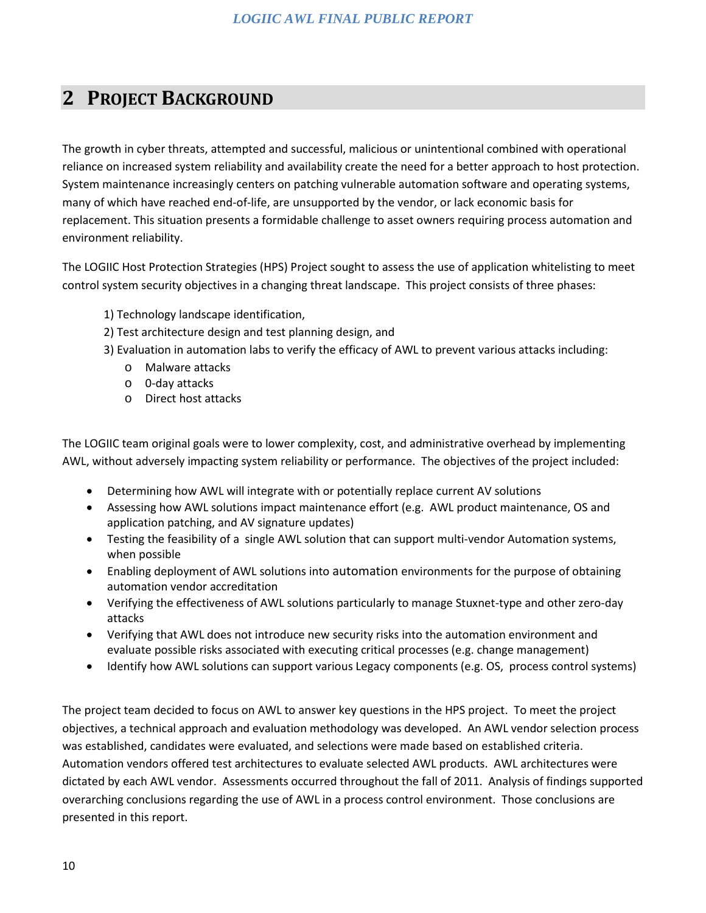# 2 Project Background

The growth in cyber threats, attempted and successful, malicious or unintentional combined with operational reliance on increased system reliability and availability create the need for a better approach to host protection. System maintenance increasingly centers on patching vulnerable automation software and operating systems, many of which have reached end-of-life, are unsupported by the vendor, or lack economic basis for replacement. This situation presents a formidable challenge to asset owners requiring process automation and environment reliability.

The LOGIIC Host Protection Strategies (HPS) Project sought to assess the use of application whitelisting to meet control system security objectives in a changing threat landscape. This project consists of three phases:

1) Technology landscape identification,
2) Test architecture design and test planning design, and
3) Evaluation in automation labs to verify the efficacy of AWL to prevent various attacks including:
   - Malware attacks
   - 0-day attacks
   - Direct host attacks

The LOGIIC team original goals were to lower complexity, cost, and administrative overhead by implementing AWL, without adversely impacting system reliability or performance. The objectives of the project included:

- Determining how AWL will integrate with or potentially replace current AV solutions
- Assessing how AWL solutions impact maintenance effort (e.g. AWL product maintenance, OS and application patching, and AV signature updates)
- Testing the feasibility of a single AWL solution that can support multi-vendor Automation systems, when possible
- Enabling deployment of AWL solutions into automation environments for the purpose of obtaining automation vendor accreditation
- Verifying the effectiveness of AWL solutions particularly to manage Stuxnet-type and other zero-day attacks
- Verifying that AWL does not introduce new security risks into the automation environment and evaluate possible risks associated with executing critical processes (e.g. change management)
- Identify how AWL solutions can support various Legacy components (e.g. OS, process control systems)

The project team decided to focus on AWL to answer key questions in the HPS project. To meet the project objectives, a technical approach and evaluation methodology was developed. An AWL vendor selection process was established, candidates were evaluated, and selections were made based on established criteria. Automation vendors offered test architectures to evaluate selected AWL products. AWL architectures were dictated by each AWL vendor. Assessments occurred throughout the fall of 2011. Analysis of findings supported overarching conclusions regarding the use of AWL in a process control environment. Those conclusions are presented in this report.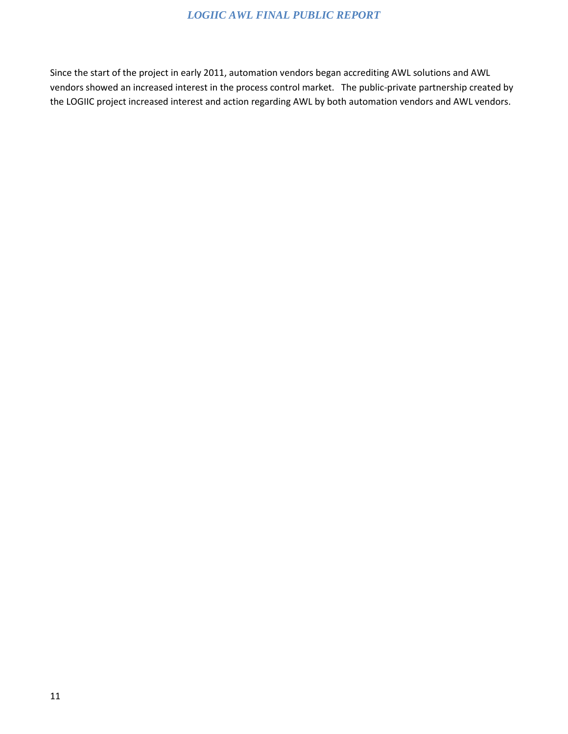Since the start of the project in early 2011, automation vendors began accrediting AWL solutions and AWL vendors showed an increased interest in the process control market. The public-private partnership created by the LOGIIC project increased interest and action regarding AWL by both automation vendors and AWL vendors.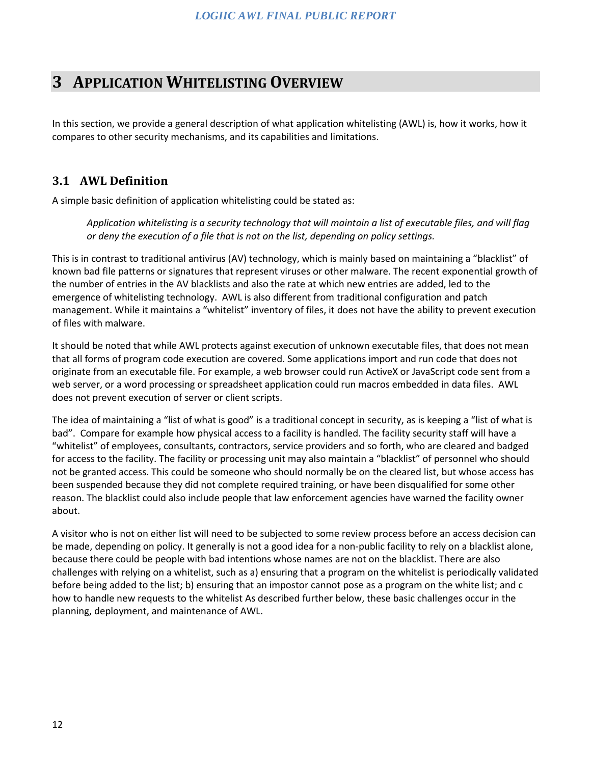# 3 Application Whitelisting Overview

In this section, we provide a general description of what application whitelisting (AWL) is, how it works, how it compares to other security mechanisms, and its capabilities and limitations.

## 3.1 AWL Definition

A simple basic definition of application whitelisting could be stated as:

> *Application whitelisting is a security technology that will maintain a list of executable files, and will flag or deny the execution of a file that is not on the list, depending on policy settings.*

This is in contrast to traditional antivirus (AV) technology, which is mainly based on maintaining a "blacklist" of known bad file patterns or signatures that represent viruses or other malware. The recent exponential growth of the number of entries in the AV blacklists and also the rate at which new entries are added, led to the emergence of whitelisting technology. AWL is also different from traditional configuration and patch management. While it maintains a "whitelist" inventory of files, it does not have the ability to prevent execution of files with malware.

It should be noted that while AWL protects against execution of unknown executable files, that does not mean that all forms of program code execution are covered. Some applications import and run code that does not originate from an executable file. For example, a web browser could run ActiveX or JavaScript code sent from a web server, or a word processing or spreadsheet application could run macros embedded in data files. AWL does not prevent execution of server or client scripts.

The idea of maintaining a "list of what is good" is a traditional concept in security, as is keeping a "list of what is bad". Compare for example how physical access to a facility is handled. The facility security staff will have a "whitelist" of employees, consultants, contractors, service providers and so forth, who are cleared and badged for access to the facility. The facility or processing unit may also maintain a "blacklist" of personnel who should not be granted access. This could be someone who should normally be on the cleared list, but whose access has been suspended because they did not complete required training, or have been disqualified for some other reason. The blacklist could also include people that law enforcement agencies have warned the facility owner about.

A visitor who is not on either list will need to be subjected to some review process before an access decision can be made, depending on policy. It generally is not a good idea for a non-public facility to rely on a blacklist alone, because there could be people with bad intentions whose names are not on the blacklist. There are also challenges with relying on a whitelist, such as a) ensuring that a program on the whitelist is periodically validated before being added to the list; b) ensuring that an impostor cannot pose as a program on the white list; and c how to handle new requests to the whitelist As described further below, these basic challenges occur in the planning, deployment, and maintenance of AWL.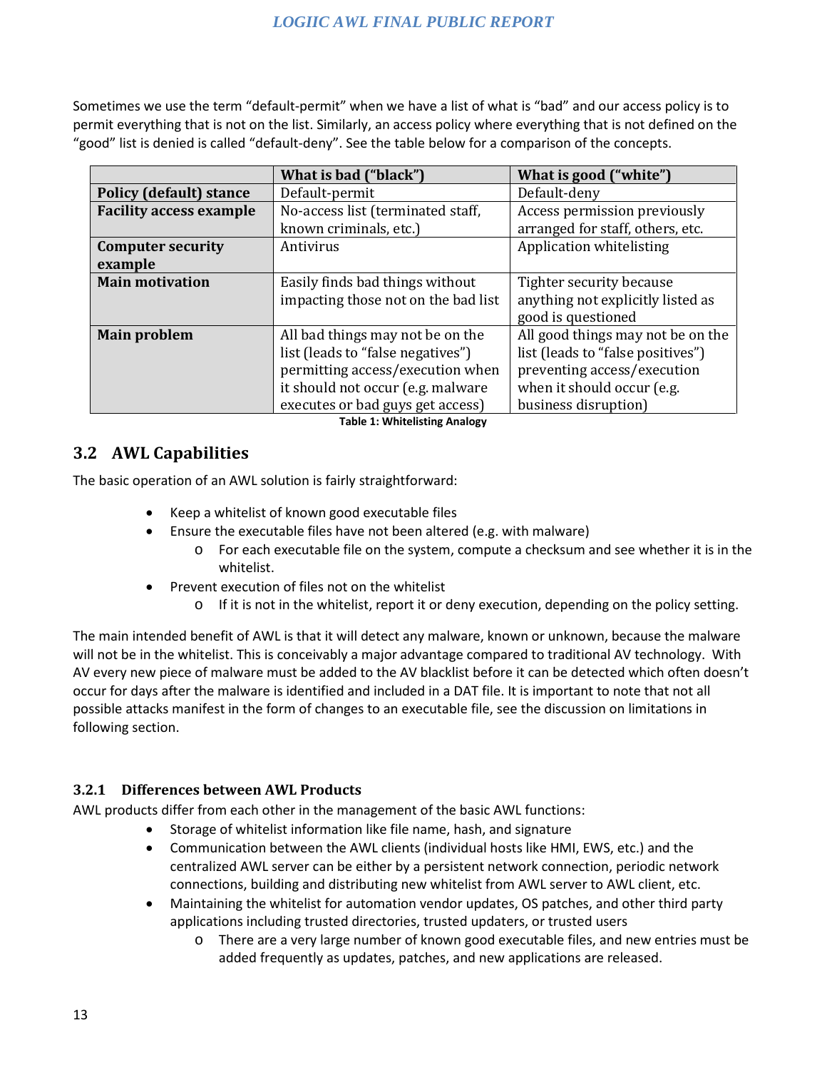Sometimes we use the term "default-permit" when we have a list of what is "bad" and our access policy is to permit everything that is not on the list. Similarly, an access policy where everything that is not defined on the "good" list is denied is called "default-deny". See the table below for a comparison of the concepts.

| | What is bad ("black") | What is good ("white") |
|---|---|---|
| **Policy (default) stance** | Default-permit | Default-deny |
| **Facility access example** | No-access list (terminated staff, known criminals, etc.) | Access permission previously arranged for staff, others, etc. |
| **Computer security example** | Antivirus | Application whitelisting |
| **Main motivation** | Easily finds bad things without impacting those not on the bad list | Tighter security because anything not explicitly listed as good is questioned |
| **Main problem** | All bad things may not be on the list (leads to "false negatives") permitting access/execution when it should not occur (e.g. malware executes or bad guys get access) | All good things may not be on the list (leads to "false positives") preventing access/execution when it should occur (e.g. business disruption) |

**Table 1: Whitelisting Analogy**

## 3.2 AWL Capabilities

The basic operation of an AWL solution is fairly straightforward:

- Keep a whitelist of known good executable files
- Ensure the executable files have not been altered (e.g. with malware)
  - For each executable file on the system, compute a checksum and see whether it is in the whitelist.
- Prevent execution of files not on the whitelist
  - If it is not in the whitelist, report it or deny execution, depending on the policy setting.

The main intended benefit of AWL is that it will detect any malware, known or unknown, because the malware will not be in the whitelist. This is conceivably a major advantage compared to traditional AV technology. With AV every new piece of malware must be added to the AV blacklist before it can be detected which often doesn't occur for days after the malware is identified and included in a DAT file. It is important to note that not all possible attacks manifest in the form of changes to an executable file, see the discussion on limitations in following section.

### 3.2.1 Differences between AWL Products

AWL products differ from each other in the management of the basic AWL functions:

- Storage of whitelist information like file name, hash, and signature
- Communication between the AWL clients (individual hosts like HMI, EWS, etc.) and the centralized AWL server can be either by a persistent network connection, periodic network connections, building and distributing new whitelist from AWL server to AWL client, etc.
- Maintaining the whitelist for automation vendor updates, OS patches, and other third party applications including trusted directories, trusted updaters, or trusted users
  - There are a very large number of known good executable files, and new entries must be added frequently as updates, patches, and new applications are released.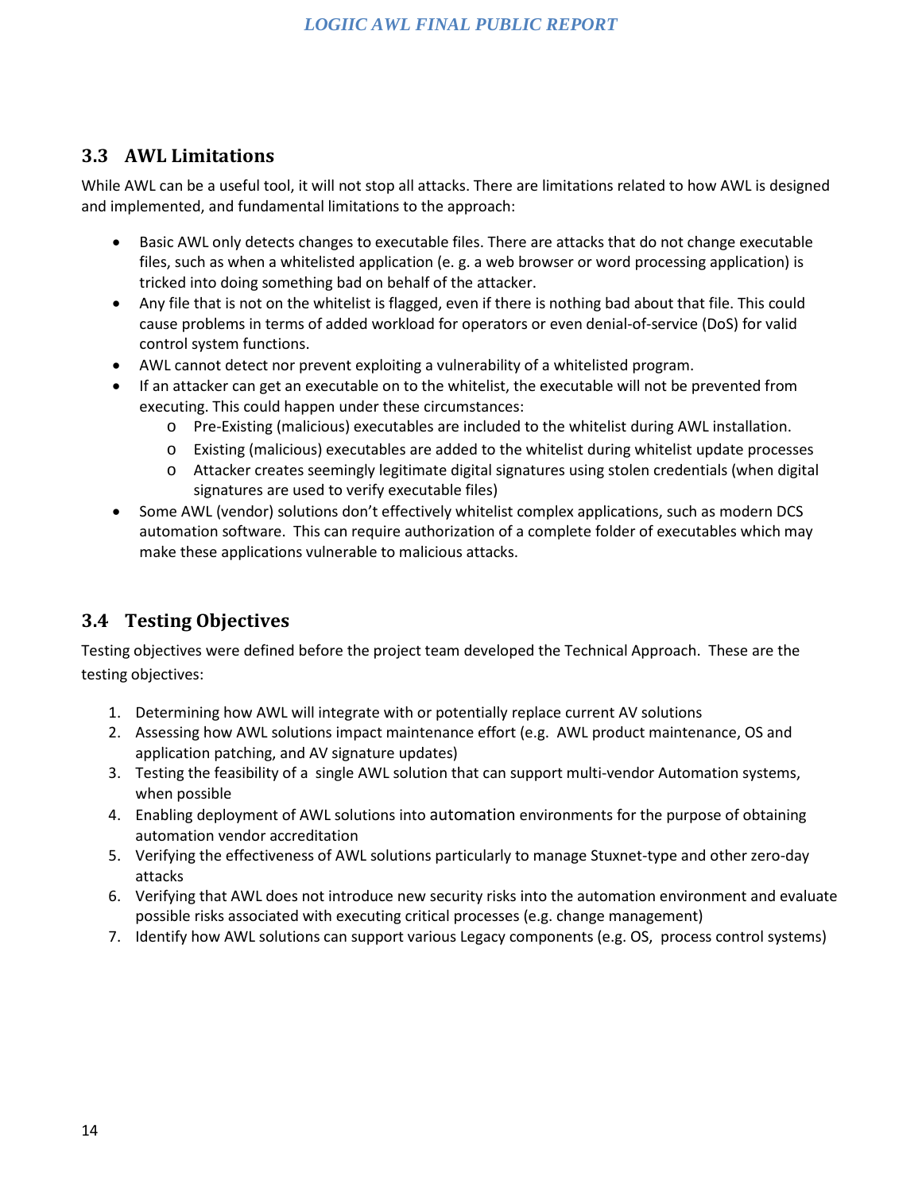## 3.3 AWL Limitations

While AWL can be a useful tool, it will not stop all attacks. There are limitations related to how AWL is designed and implemented, and fundamental limitations to the approach:

- Basic AWL only detects changes to executable files. There are attacks that do not change executable files, such as when a whitelisted application (e. g. a web browser or word processing application) is tricked into doing something bad on behalf of the attacker.
- Any file that is not on the whitelist is flagged, even if there is nothing bad about that file. This could cause problems in terms of added workload for operators or even denial-of-service (DoS) for valid control system functions.
- AWL cannot detect nor prevent exploiting a vulnerability of a whitelisted program.
- If an attacker can get an executable on to the whitelist, the executable will not be prevented from executing. This could happen under these circumstances:
  - Pre-Existing (malicious) executables are included to the whitelist during AWL installation.
  - Existing (malicious) executables are added to the whitelist during whitelist update processes
  - Attacker creates seemingly legitimate digital signatures using stolen credentials (when digital signatures are used to verify executable files)
- Some AWL (vendor) solutions don't effectively whitelist complex applications, such as modern DCS automation software. This can require authorization of a complete folder of executables which may make these applications vulnerable to malicious attacks.

## 3.4 Testing Objectives

Testing objectives were defined before the project team developed the Technical Approach. These are the testing objectives:

1. Determining how AWL will integrate with or potentially replace current AV solutions
2. Assessing how AWL solutions impact maintenance effort (e.g. AWL product maintenance, OS and application patching, and AV signature updates)
3. Testing the feasibility of a single AWL solution that can support multi-vendor Automation systems, when possible
4. Enabling deployment of AWL solutions into automation environments for the purpose of obtaining automation vendor accreditation
5. Verifying the effectiveness of AWL solutions particularly to manage Stuxnet-type and other zero-day attacks
6. Verifying that AWL does not introduce new security risks into the automation environment and evaluate possible risks associated with executing critical processes (e.g. change management)
7. Identify how AWL solutions can support various Legacy components (e.g. OS, process control systems)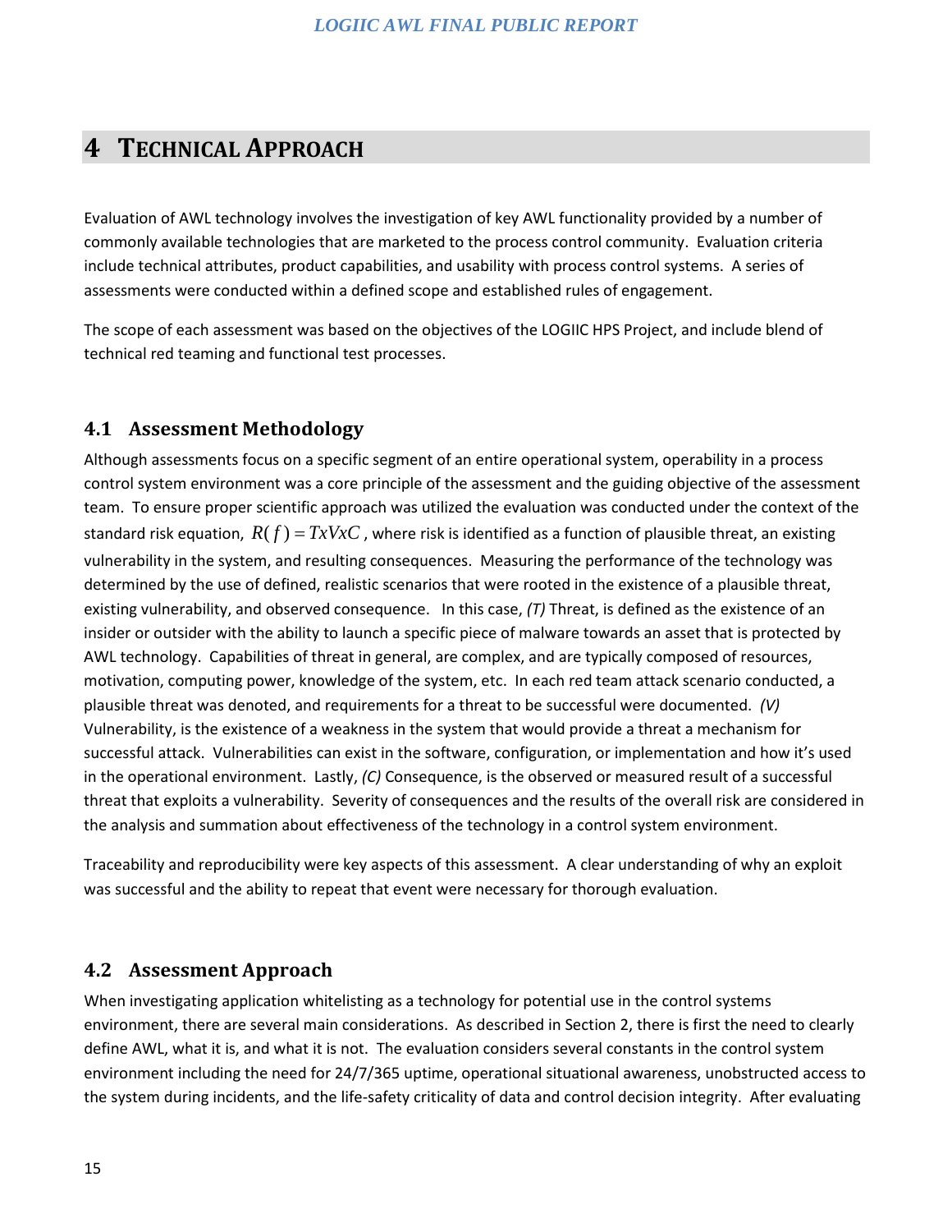# 4 Technical Approach

Evaluation of AWL technology involves the investigation of key AWL functionality provided by a number of commonly available technologies that are marketed to the process control community. Evaluation criteria include technical attributes, product capabilities, and usability with process control systems. A series of assessments were conducted within a defined scope and established rules of engagement.

The scope of each assessment was based on the objectives of the LOGIIC HPS Project, and include blend of technical red teaming and functional test processes.

## 4.1 Assessment Methodology

Although assessments focus on a specific segment of an entire operational system, operability in a process control system environment was a core principle of the assessment and the guiding objective of the assessment team. To ensure proper scientific approach was utilized the evaluation was conducted under the context of the standard risk equation, $R(f) = TxVxC$, where risk is identified as a function of plausible threat, an existing vulnerability in the system, and resulting consequences. Measuring the performance of the technology was determined by the use of defined, realistic scenarios that were rooted in the existence of a plausible threat, existing vulnerability, and observed consequence. In this case, *(T)* Threat, is defined as the existence of an insider or outsider with the ability to launch a specific piece of malware towards an asset that is protected by AWL technology. Capabilities of threat in general, are complex, and are typically composed of resources, motivation, computing power, knowledge of the system, etc. In each red team attack scenario conducted, a plausible threat was denoted, and requirements for a threat to be successful were documented. *(V)* Vulnerability, is the existence of a weakness in the system that would provide a threat a mechanism for successful attack. Vulnerabilities can exist in the software, configuration, or implementation and how it's used in the operational environment. Lastly, *(C)* Consequence, is the observed or measured result of a successful threat that exploits a vulnerability. Severity of consequences and the results of the overall risk are considered in the analysis and summation about effectiveness of the technology in a control system environment.

Traceability and reproducibility were key aspects of this assessment. A clear understanding of why an exploit was successful and the ability to repeat that event were necessary for thorough evaluation.

## 4.2 Assessment Approach

When investigating application whitelisting as a technology for potential use in the control systems environment, there are several main considerations. As described in Section 2, there is first the need to clearly define AWL, what it is, and what it is not. The evaluation considers several constants in the control system environment including the need for 24/7/365 uptime, operational situational awareness, unobstructed access to the system during incidents, and the life-safety criticality of data and control decision integrity. After evaluating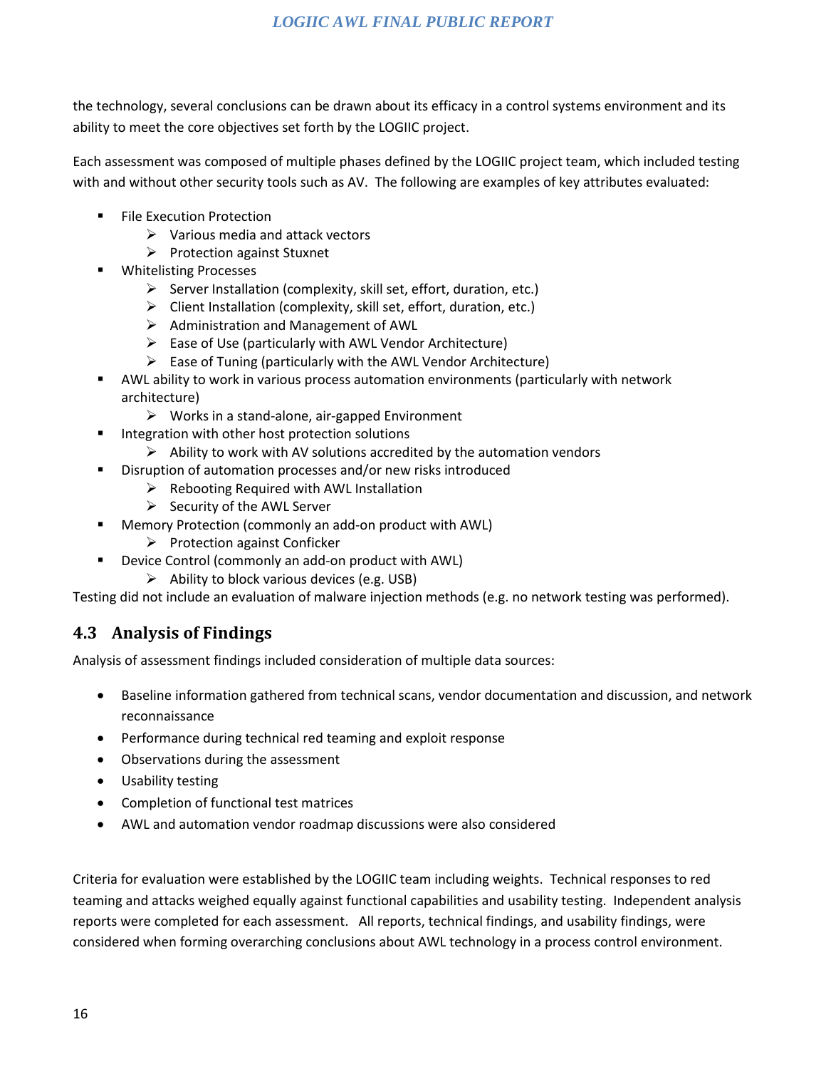the technology, several conclusions can be drawn about its efficacy in a control systems environment and its ability to meet the core objectives set forth by the LOGIIC project.

Each assessment was composed of multiple phases defined by the LOGIIC project team, which included testing with and without other security tools such as AV. The following are examples of key attributes evaluated:

- File Execution Protection
  - Various media and attack vectors
  - Protection against Stuxnet
- Whitelisting Processes
  - Server Installation (complexity, skill set, effort, duration, etc.)
  - Client Installation (complexity, skill set, effort, duration, etc.)
  - Administration and Management of AWL
  - Ease of Use (particularly with AWL Vendor Architecture)
  - Ease of Tuning (particularly with the AWL Vendor Architecture)
- AWL ability to work in various process automation environments (particularly with network architecture)
  - Works in a stand-alone, air-gapped Environment
- Integration with other host protection solutions
  - Ability to work with AV solutions accredited by the automation vendors
- Disruption of automation processes and/or new risks introduced
  - Rebooting Required with AWL Installation
  - Security of the AWL Server
- Memory Protection (commonly an add-on product with AWL)
  - Protection against Conficker
- Device Control (commonly an add-on product with AWL)
  - Ability to block various devices (e.g. USB)

Testing did not include an evaluation of malware injection methods (e.g. no network testing was performed).

## 4.3 Analysis of Findings

Analysis of assessment findings included consideration of multiple data sources:

- Baseline information gathered from technical scans, vendor documentation and discussion, and network reconnaissance
- Performance during technical red teaming and exploit response
- Observations during the assessment
- Usability testing
- Completion of functional test matrices
- AWL and automation vendor roadmap discussions were also considered

Criteria for evaluation were established by the LOGIIC team including weights. Technical responses to red teaming and attacks weighed equally against functional capabilities and usability testing. Independent analysis reports were completed for each assessment. All reports, technical findings, and usability findings, were considered when forming overarching conclusions about AWL technology in a process control environment.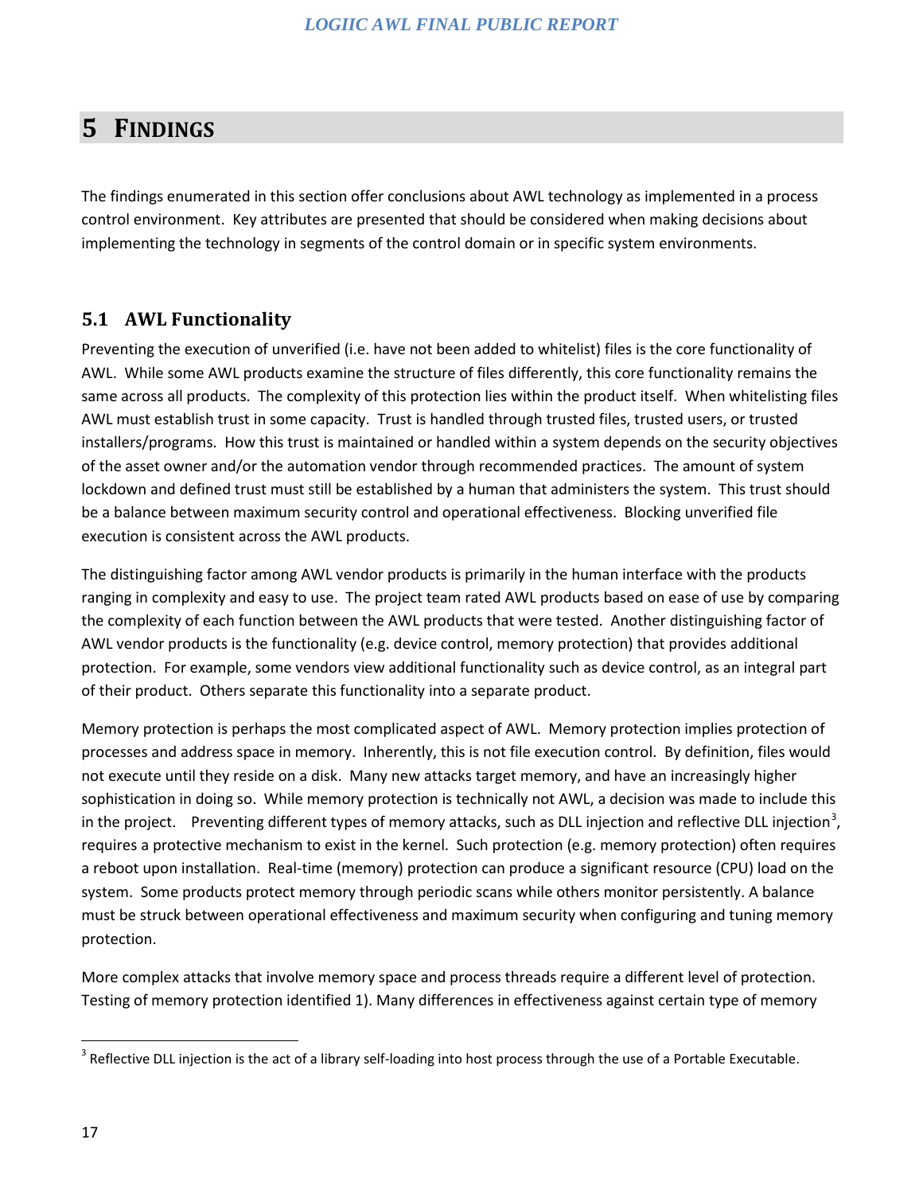# 5 FINDINGS

The findings enumerated in this section offer conclusions about AWL technology as implemented in a process control environment. Key attributes are presented that should be considered when making decisions about implementing the technology in segments of the control domain or in specific system environments.

## 5.1 AWL Functionality

Preventing the execution of unverified (i.e. have not been added to whitelist) files is the core functionality of AWL. While some AWL products examine the structure of files differently, this core functionality remains the same across all products. The complexity of this protection lies within the product itself. When whitelisting files AWL must establish trust in some capacity. Trust is handled through trusted files, trusted users, or trusted installers/programs. How this trust is maintained or handled within a system depends on the security objectives of the asset owner and/or the automation vendor through recommended practices. The amount of system lockdown and defined trust must still be established by a human that administers the system. This trust should be a balance between maximum security control and operational effectiveness. Blocking unverified file execution is consistent across the AWL products.

The distinguishing factor among AWL vendor products is primarily in the human interface with the products ranging in complexity and easy to use. The project team rated AWL products based on ease of use by comparing the complexity of each function between the AWL products that were tested. Another distinguishing factor of AWL vendor products is the functionality (e.g. device control, memory protection) that provides additional protection. For example, some vendors view additional functionality such as device control, as an integral part of their product. Others separate this functionality into a separate product.

Memory protection is perhaps the most complicated aspect of AWL. Memory protection implies protection of processes and address space in memory. Inherently, this is not file execution control. By definition, files would not execute until they reside on a disk. Many new attacks target memory, and have an increasingly higher sophistication in doing so. While memory protection is technically not AWL, a decision was made to include this in the project. Preventing different types of memory attacks, such as DLL injection and reflective DLL injection[3], requires a protective mechanism to exist in the kernel. Such protection (e.g. memory protection) often requires a reboot upon installation. Real-time (memory) protection can produce a significant resource (CPU) load on the system. Some products protect memory through periodic scans while others monitor persistently. A balance must be struck between operational effectiveness and maximum security when configuring and tuning memory protection.

More complex attacks that involve memory space and process threads require a different level of protection. Testing of memory protection identified 1). Many differences in effectiveness against certain type of memory

[3] Reflective DLL injection is the act of a library self-loading into host process through the use of a Portable Executable.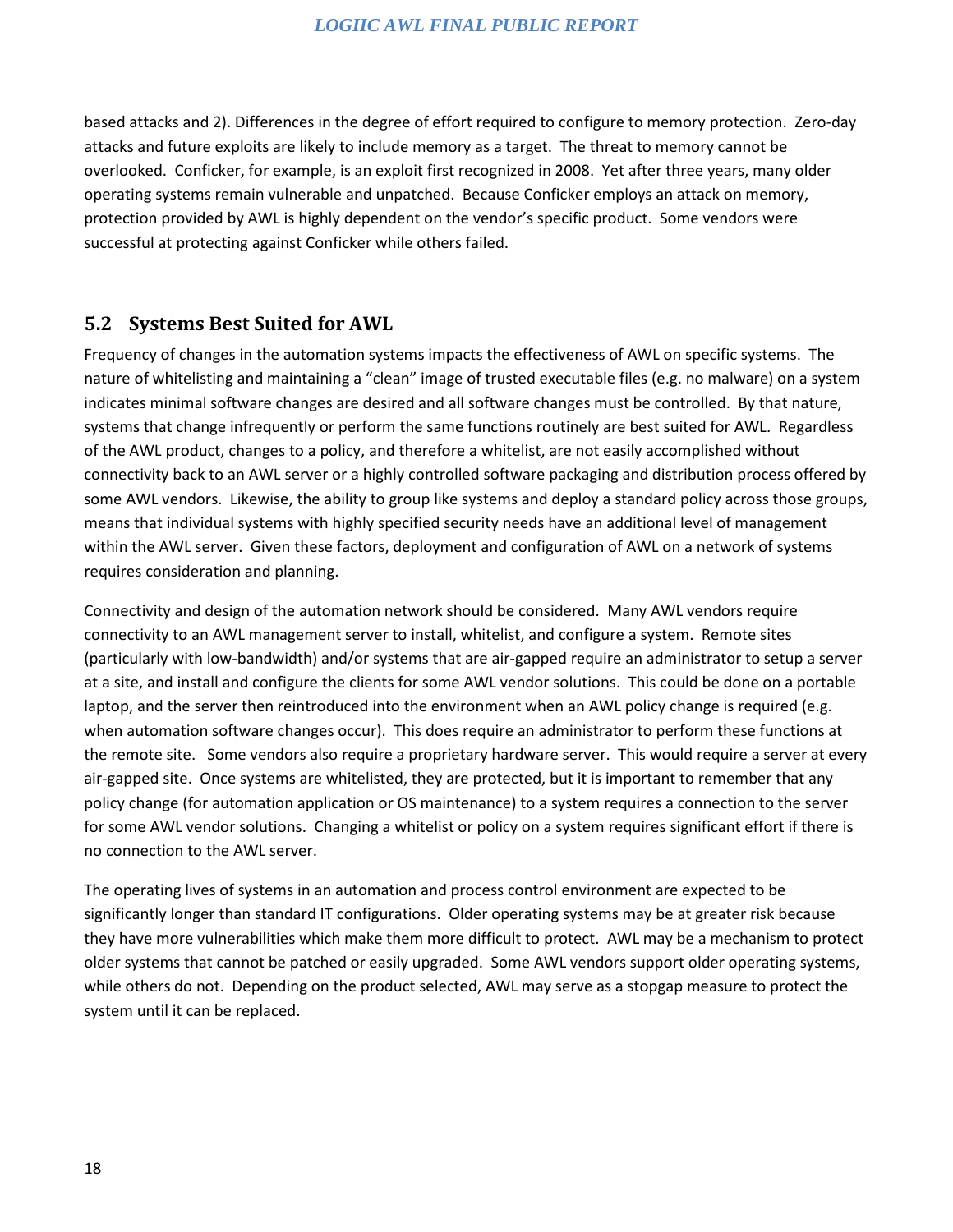based attacks and 2). Differences in the degree of effort required to configure to memory protection. Zero-day attacks and future exploits are likely to include memory as a target. The threat to memory cannot be overlooked. Conficker, for example, is an exploit first recognized in 2008. Yet after three years, many older operating systems remain vulnerable and unpatched. Because Conficker employs an attack on memory, protection provided by AWL is highly dependent on the vendor's specific product. Some vendors were successful at protecting against Conficker while others failed.

## 5.2 Systems Best Suited for AWL

Frequency of changes in the automation systems impacts the effectiveness of AWL on specific systems. The nature of whitelisting and maintaining a "clean" image of trusted executable files (e.g. no malware) on a system indicates minimal software changes are desired and all software changes must be controlled. By that nature, systems that change infrequently or perform the same functions routinely are best suited for AWL. Regardless of the AWL product, changes to a policy, and therefore a whitelist, are not easily accomplished without connectivity back to an AWL server or a highly controlled software packaging and distribution process offered by some AWL vendors. Likewise, the ability to group like systems and deploy a standard policy across those groups, means that individual systems with highly specified security needs have an additional level of management within the AWL server. Given these factors, deployment and configuration of AWL on a network of systems requires consideration and planning.

Connectivity and design of the automation network should be considered. Many AWL vendors require connectivity to an AWL management server to install, whitelist, and configure a system. Remote sites (particularly with low-bandwidth) and/or systems that are air-gapped require an administrator to setup a server at a site, and install and configure the clients for some AWL vendor solutions. This could be done on a portable laptop, and the server then reintroduced into the environment when an AWL policy change is required (e.g. when automation software changes occur). This does require an administrator to perform these functions at the remote site. Some vendors also require a proprietary hardware server. This would require a server at every air-gapped site. Once systems are whitelisted, they are protected, but it is important to remember that any policy change (for automation application or OS maintenance) to a system requires a connection to the server for some AWL vendor solutions. Changing a whitelist or policy on a system requires significant effort if there is no connection to the AWL server.

The operating lives of systems in an automation and process control environment are expected to be significantly longer than standard IT configurations. Older operating systems may be at greater risk because they have more vulnerabilities which make them more difficult to protect. AWL may be a mechanism to protect older systems that cannot be patched or easily upgraded. Some AWL vendors support older operating systems, while others do not. Depending on the product selected, AWL may serve as a stopgap measure to protect the system until it can be replaced.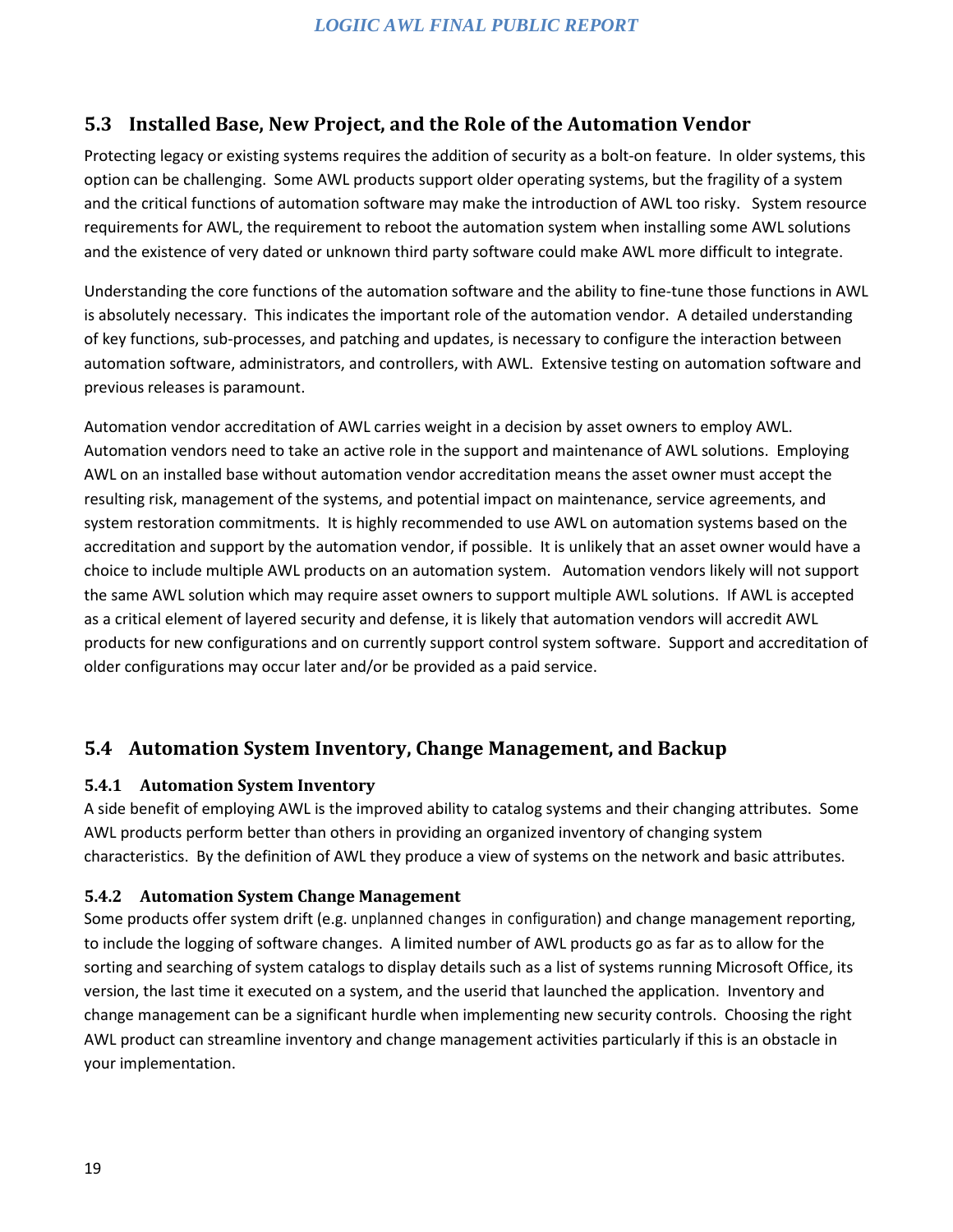## 5.3 Installed Base, New Project, and the Role of the Automation Vendor

Protecting legacy or existing systems requires the addition of security as a bolt-on feature. In older systems, this option can be challenging. Some AWL products support older operating systems, but the fragility of a system and the critical functions of automation software may make the introduction of AWL too risky. System resource requirements for AWL, the requirement to reboot the automation system when installing some AWL solutions and the existence of very dated or unknown third party software could make AWL more difficult to integrate.

Understanding the core functions of the automation software and the ability to fine-tune those functions in AWL is absolutely necessary. This indicates the important role of the automation vendor. A detailed understanding of key functions, sub-processes, and patching and updates, is necessary to configure the interaction between automation software, administrators, and controllers, with AWL. Extensive testing on automation software and previous releases is paramount.

Automation vendor accreditation of AWL carries weight in a decision by asset owners to employ AWL. Automation vendors need to take an active role in the support and maintenance of AWL solutions. Employing AWL on an installed base without automation vendor accreditation means the asset owner must accept the resulting risk, management of the systems, and potential impact on maintenance, service agreements, and system restoration commitments. It is highly recommended to use AWL on automation systems based on the accreditation and support by the automation vendor, if possible. It is unlikely that an asset owner would have a choice to include multiple AWL products on an automation system. Automation vendors likely will not support the same AWL solution which may require asset owners to support multiple AWL solutions. If AWL is accepted as a critical element of layered security and defense, it is likely that automation vendors will accredit AWL products for new configurations and on currently support control system software. Support and accreditation of older configurations may occur later and/or be provided as a paid service.

## 5.4 Automation System Inventory, Change Management, and Backup

### 5.4.1 Automation System Inventory

A side benefit of employing AWL is the improved ability to catalog systems and their changing attributes. Some AWL products perform better than others in providing an organized inventory of changing system characteristics. By the definition of AWL they produce a view of systems on the network and basic attributes.

### 5.4.2 Automation System Change Management

Some products offer system drift (e.g. unplanned changes in configuration) and change management reporting, to include the logging of software changes. A limited number of AWL products go as far as to allow for the sorting and searching of system catalogs to display details such as a list of systems running Microsoft Office, its version, the last time it executed on a system, and the userid that launched the application. Inventory and change management can be a significant hurdle when implementing new security controls. Choosing the right AWL product can streamline inventory and change management activities particularly if this is an obstacle in your implementation.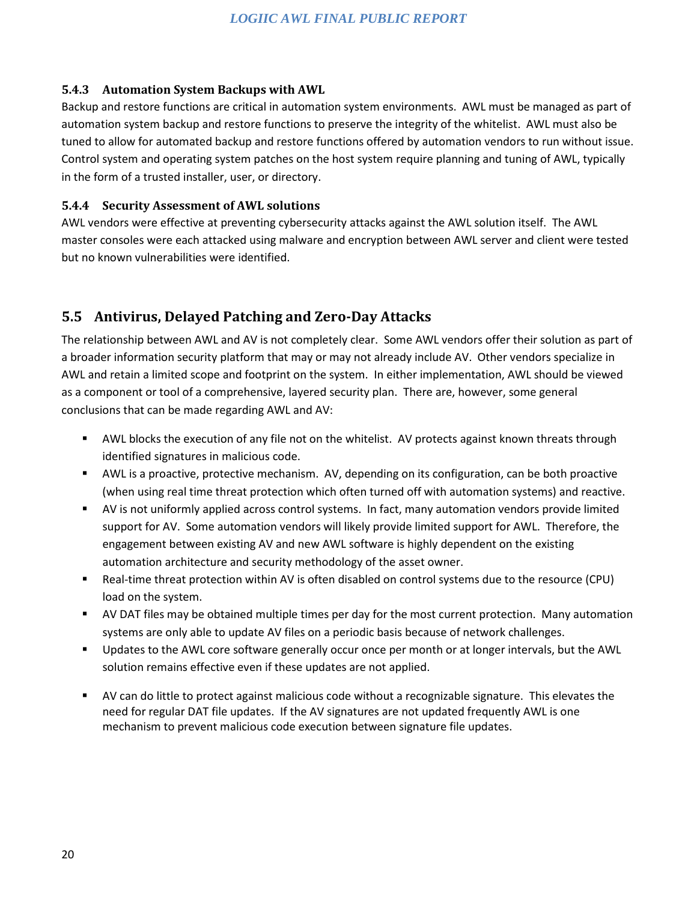### 5.4.3 Automation System Backups with AWL

Backup and restore functions are critical in automation system environments. AWL must be managed as part of automation system backup and restore functions to preserve the integrity of the whitelist. AWL must also be tuned to allow for automated backup and restore functions offered by automation vendors to run without issue. Control system and operating system patches on the host system require planning and tuning of AWL, typically in the form of a trusted installer, user, or directory.

### 5.4.4 Security Assessment of AWL solutions

AWL vendors were effective at preventing cybersecurity attacks against the AWL solution itself. The AWL master consoles were each attacked using malware and encryption between AWL server and client were tested but no known vulnerabilities were identified.

## 5.5 Antivirus, Delayed Patching and Zero-Day Attacks

The relationship between AWL and AV is not completely clear. Some AWL vendors offer their solution as part of a broader information security platform that may or may not already include AV. Other vendors specialize in AWL and retain a limited scope and footprint on the system. In either implementation, AWL should be viewed as a component or tool of a comprehensive, layered security plan. There are, however, some general conclusions that can be made regarding AWL and AV:

- AWL blocks the execution of any file not on the whitelist. AV protects against known threats through identified signatures in malicious code.
- AWL is a proactive, protective mechanism. AV, depending on its configuration, can be both proactive (when using real time threat protection which often turned off with automation systems) and reactive.
- AV is not uniformly applied across control systems. In fact, many automation vendors provide limited support for AV. Some automation vendors will likely provide limited support for AWL. Therefore, the engagement between existing AV and new AWL software is highly dependent on the existing automation architecture and security methodology of the asset owner.
- Real-time threat protection within AV is often disabled on control systems due to the resource (CPU) load on the system.
- AV DAT files may be obtained multiple times per day for the most current protection. Many automation systems are only able to update AV files on a periodic basis because of network challenges.
- Updates to the AWL core software generally occur once per month or at longer intervals, but the AWL solution remains effective even if these updates are not applied.
- AV can do little to protect against malicious code without a recognizable signature. This elevates the need for regular DAT file updates. If the AV signatures are not updated frequently AWL is one mechanism to prevent malicious code execution between signature file updates.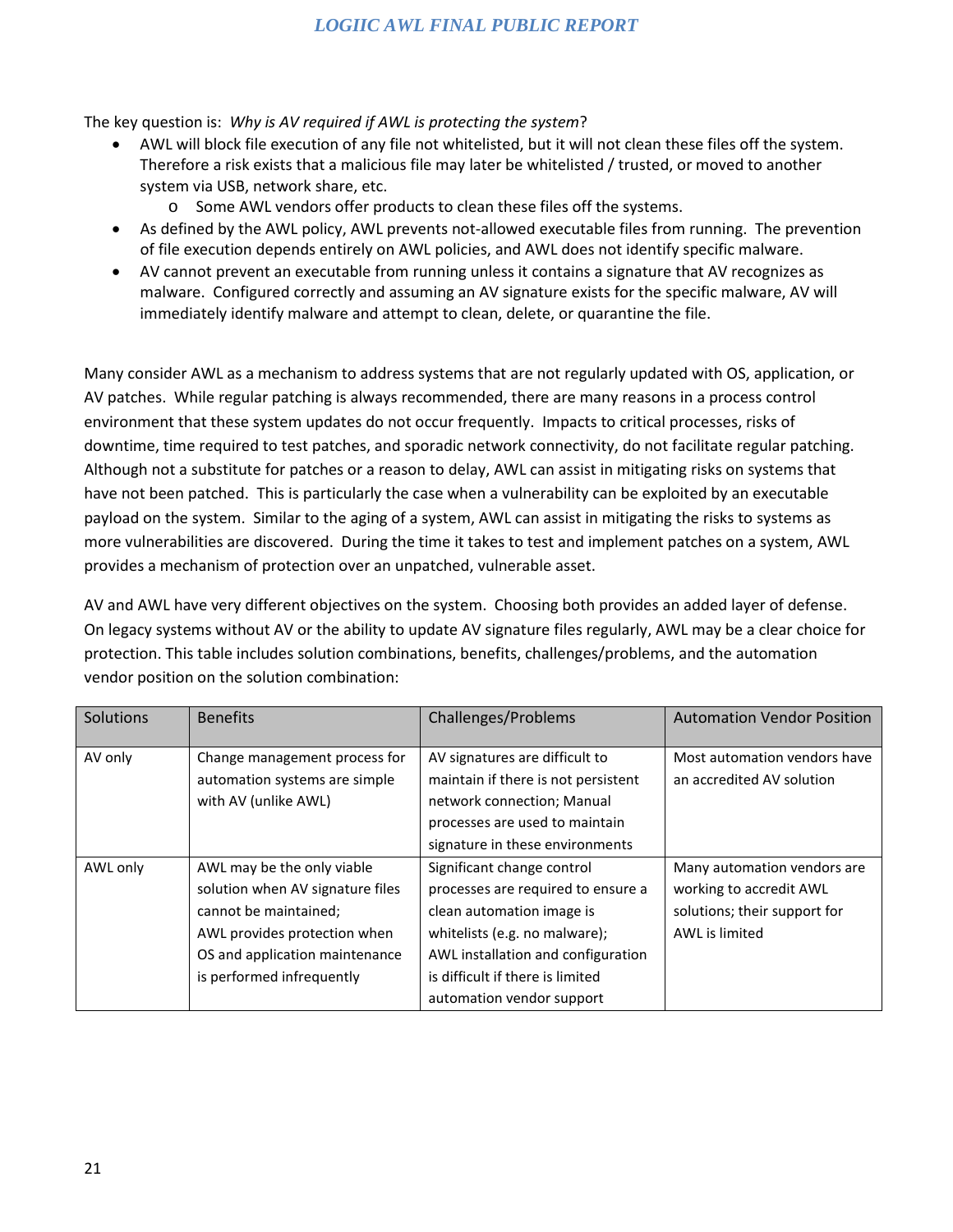The key question is: *Why is AV required if AWL is protecting the system*?

- AWL will block file execution of any file not whitelisted, but it will not clean these files off the system. Therefore a risk exists that a malicious file may later be whitelisted / trusted, or moved to another system via USB, network share, etc.
  - Some AWL vendors offer products to clean these files off the systems.
- As defined by the AWL policy, AWL prevents not-allowed executable files from running. The prevention of file execution depends entirely on AWL policies, and AWL does not identify specific malware.
- AV cannot prevent an executable from running unless it contains a signature that AV recognizes as malware. Configured correctly and assuming an AV signature exists for the specific malware, AV will immediately identify malware and attempt to clean, delete, or quarantine the file.

Many consider AWL as a mechanism to address systems that are not regularly updated with OS, application, or AV patches. While regular patching is always recommended, there are many reasons in a process control environment that these system updates do not occur frequently. Impacts to critical processes, risks of downtime, time required to test patches, and sporadic network connectivity, do not facilitate regular patching. Although not a substitute for patches or a reason to delay, AWL can assist in mitigating risks on systems that have not been patched. This is particularly the case when a vulnerability can be exploited by an executable payload on the system. Similar to the aging of a system, AWL can assist in mitigating the risks to systems as more vulnerabilities are discovered. During the time it takes to test and implement patches on a system, AWL provides a mechanism of protection over an unpatched, vulnerable asset.

AV and AWL have very different objectives on the system. Choosing both provides an added layer of defense. On legacy systems without AV or the ability to update AV signature files regularly, AWL may be a clear choice for protection. This table includes solution combinations, benefits, challenges/problems, and the automation vendor position on the solution combination:

| Solutions | Benefits | Challenges/Problems | Automation Vendor Position |
|---|---|---|---|
| AV only | Change management process for automation systems are simple with AV (unlike AWL) | AV signatures are difficult to maintain if there is not persistent network connection; Manual processes are used to maintain signature in these environments | Most automation vendors have an accredited AV solution |
| AWL only | AWL may be the only viable solution when AV signature files cannot be maintained; AWL provides protection when OS and application maintenance is performed infrequently | Significant change control processes are required to ensure a clean automation image is whitelists (e.g. no malware); AWL installation and configuration is difficult if there is limited automation vendor support | Many automation vendors are working to accredit AWL solutions; their support for AWL is limited |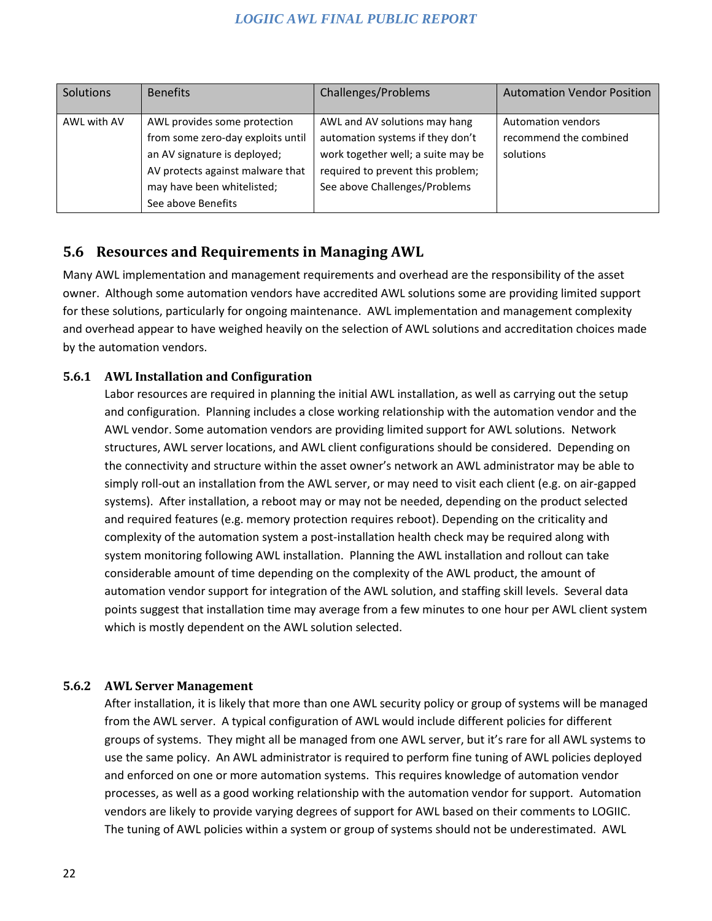| Solutions | Benefits | Challenges/Problems | Automation Vendor Position |
|---|---|---|---|
| AWL with AV | AWL provides some protection from some zero-day exploits until an AV signature is deployed;<br>AV protects against malware that may have been whitelisted;<br>See above Benefits | AWL and AV solutions may hang automation systems if they don't work together well; a suite may be required to prevent this problem;<br>See above Challenges/Problems | Automation vendors recommend the combined solutions |

## 5.6 Resources and Requirements in Managing AWL

Many AWL implementation and management requirements and overhead are the responsibility of the asset owner. Although some automation vendors have accredited AWL solutions some are providing limited support for these solutions, particularly for ongoing maintenance. AWL implementation and management complexity and overhead appear to have weighed heavily on the selection of AWL solutions and accreditation choices made by the automation vendors.

### 5.6.1 AWL Installation and Configuration

Labor resources are required in planning the initial AWL installation, as well as carrying out the setup and configuration. Planning includes a close working relationship with the automation vendor and the AWL vendor. Some automation vendors are providing limited support for AWL solutions. Network structures, AWL server locations, and AWL client configurations should be considered. Depending on the connectivity and structure within the asset owner's network an AWL administrator may be able to simply roll-out an installation from the AWL server, or may need to visit each client (e.g. on air-gapped systems). After installation, a reboot may or may not be needed, depending on the product selected and required features (e.g. memory protection requires reboot). Depending on the criticality and complexity of the automation system a post-installation health check may be required along with system monitoring following AWL installation. Planning the AWL installation and rollout can take considerable amount of time depending on the complexity of the AWL product, the amount of automation vendor support for integration of the AWL solution, and staffing skill levels. Several data points suggest that installation time may average from a few minutes to one hour per AWL client system which is mostly dependent on the AWL solution selected.

### 5.6.2 AWL Server Management

After installation, it is likely that more than one AWL security policy or group of systems will be managed from the AWL server. A typical configuration of AWL would include different policies for different groups of systems. They might all be managed from one AWL server, but it's rare for all AWL systems to use the same policy. An AWL administrator is required to perform fine tuning of AWL policies deployed and enforced on one or more automation systems. This requires knowledge of automation vendor processes, as well as a good working relationship with the automation vendor for support. Automation vendors are likely to provide varying degrees of support for AWL based on their comments to LOGIIC. The tuning of AWL policies within a system or group of systems should not be underestimated. AWL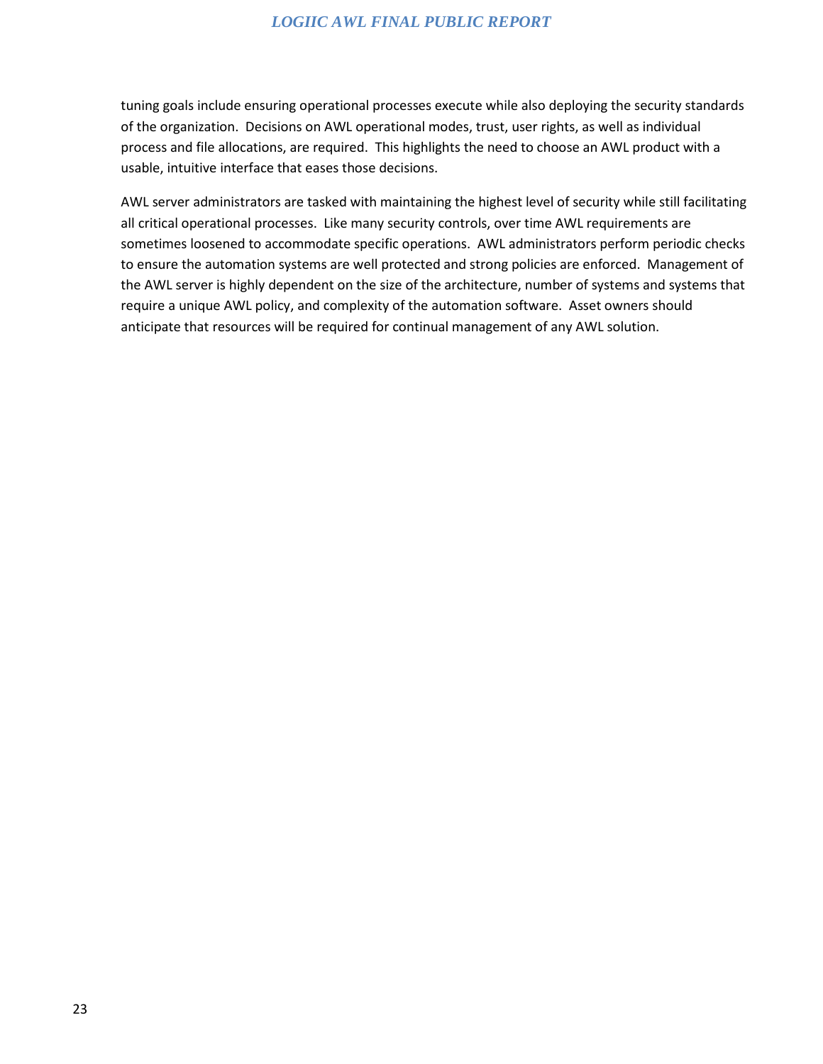tuning goals include ensuring operational processes execute while also deploying the security standards of the organization. Decisions on AWL operational modes, trust, user rights, as well as individual process and file allocations, are required. This highlights the need to choose an AWL product with a usable, intuitive interface that eases those decisions.

AWL server administrators are tasked with maintaining the highest level of security while still facilitating all critical operational processes. Like many security controls, over time AWL requirements are sometimes loosened to accommodate specific operations. AWL administrators perform periodic checks to ensure the automation systems are well protected and strong policies are enforced. Management of the AWL server is highly dependent on the size of the architecture, number of systems and systems that require a unique AWL policy, and complexity of the automation software. Asset owners should anticipate that resources will be required for continual management of any AWL solution.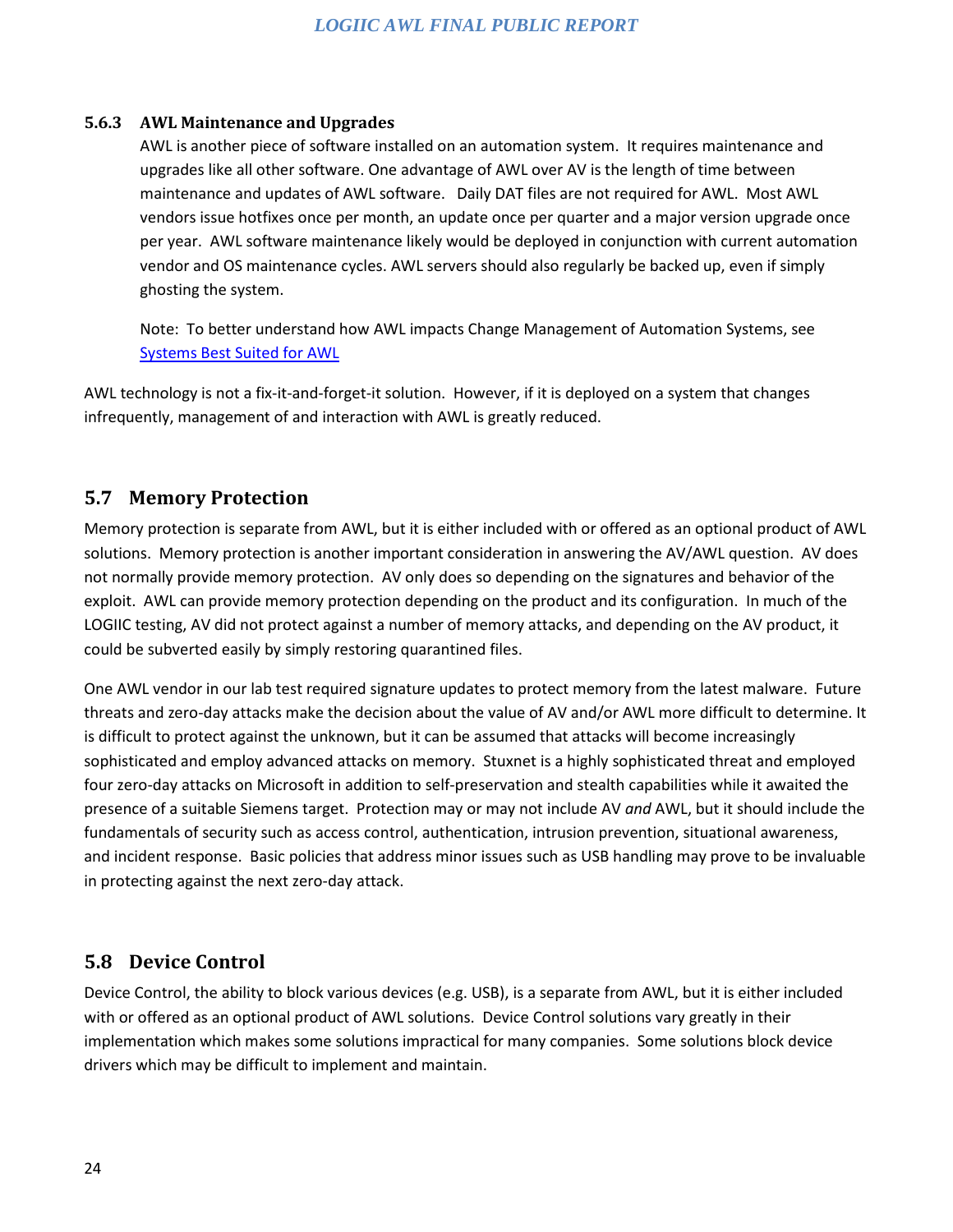#### 5.6.3 AWL Maintenance and Upgrades

AWL is another piece of software installed on an automation system. It requires maintenance and upgrades like all other software. One advantage of AWL over AV is the length of time between maintenance and updates of AWL software. Daily DAT files are not required for AWL. Most AWL vendors issue hotfixes once per month, an update once per quarter and a major version upgrade once per year. AWL software maintenance likely would be deployed in conjunction with current automation vendor and OS maintenance cycles. AWL servers should also regularly be backed up, even if simply ghosting the system.

Note: To better understand how AWL impacts Change Management of Automation Systems, see [Systems Best Suited for AWL]

AWL technology is not a fix-it-and-forget-it solution. However, if it is deployed on a system that changes infrequently, management of and interaction with AWL is greatly reduced.

## 5.7 Memory Protection

Memory protection is separate from AWL, but it is either included with or offered as an optional product of AWL solutions. Memory protection is another important consideration in answering the AV/AWL question. AV does not normally provide memory protection. AV only does so depending on the signatures and behavior of the exploit. AWL can provide memory protection depending on the product and its configuration. In much of the LOGIIC testing, AV did not protect against a number of memory attacks, and depending on the AV product, it could be subverted easily by simply restoring quarantined files.

One AWL vendor in our lab test required signature updates to protect memory from the latest malware. Future threats and zero-day attacks make the decision about the value of AV and/or AWL more difficult to determine. It is difficult to protect against the unknown, but it can be assumed that attacks will become increasingly sophisticated and employ advanced attacks on memory. Stuxnet is a highly sophisticated threat and employed four zero-day attacks on Microsoft in addition to self-preservation and stealth capabilities while it awaited the presence of a suitable Siemens target. Protection may or may not include AV *and* AWL, but it should include the fundamentals of security such as access control, authentication, intrusion prevention, situational awareness, and incident response. Basic policies that address minor issues such as USB handling may prove to be invaluable in protecting against the next zero-day attack.

## 5.8 Device Control

Device Control, the ability to block various devices (e.g. USB), is a separate from AWL, but it is either included with or offered as an optional product of AWL solutions. Device Control solutions vary greatly in their implementation which makes some solutions impractical for many companies. Some solutions block device drivers which may be difficult to implement and maintain.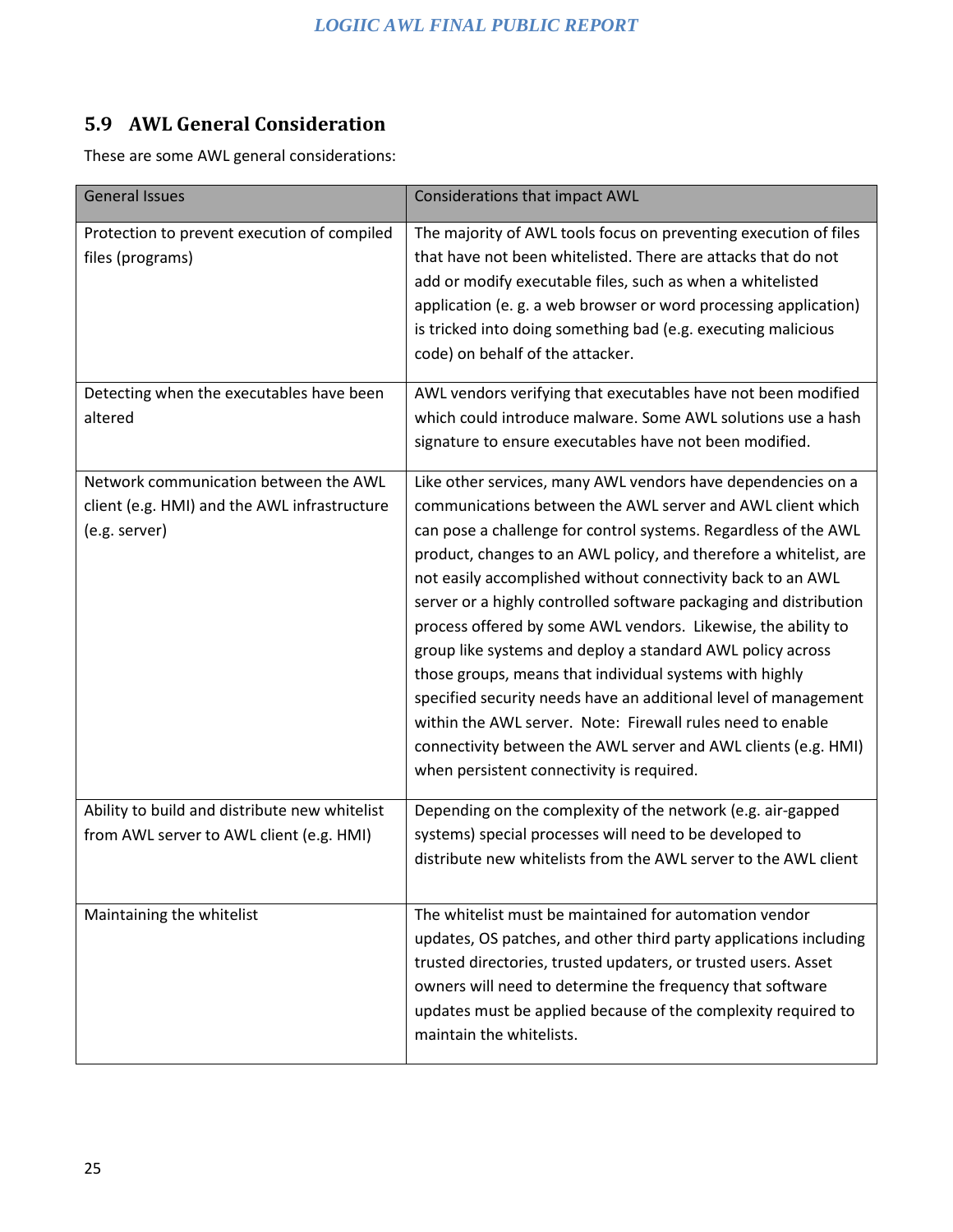## 5.9 AWL General Consideration

These are some AWL general considerations:

| General Issues | Considerations that impact AWL |
| --- | --- |
| Protection to prevent execution of compiled files (programs) | The majority of AWL tools focus on preventing execution of files that have not been whitelisted. There are attacks that do not add or modify executable files, such as when a whitelisted application (e. g. a web browser or word processing application) is tricked into doing something bad (e.g. executing malicious code) on behalf of the attacker. |
| Detecting when the executables have been altered | AWL vendors verifying that executables have not been modified which could introduce malware. Some AWL solutions use a hash signature to ensure executables have not been modified. |
| Network communication between the AWL client (e.g. HMI) and the AWL infrastructure (e.g. server) | Like other services, many AWL vendors have dependencies on a communications between the AWL server and AWL client which can pose a challenge for control systems. Regardless of the AWL product, changes to an AWL policy, and therefore a whitelist, are not easily accomplished without connectivity back to an AWL server or a highly controlled software packaging and distribution process offered by some AWL vendors. Likewise, the ability to group like systems and deploy a standard AWL policy across those groups, means that individual systems with highly specified security needs have an additional level of management within the AWL server. Note: Firewall rules need to enable connectivity between the AWL server and AWL clients (e.g. HMI) when persistent connectivity is required. |
| Ability to build and distribute new whitelist from AWL server to AWL client (e.g. HMI) | Depending on the complexity of the network (e.g. air-gapped systems) special processes will need to be developed to distribute new whitelists from the AWL server to the AWL client |
| Maintaining the whitelist | The whitelist must be maintained for automation vendor updates, OS patches, and other third party applications including trusted directories, trusted updaters, or trusted users. Asset owners will need to determine the frequency that software updates must be applied because of the complexity required to maintain the whitelists. |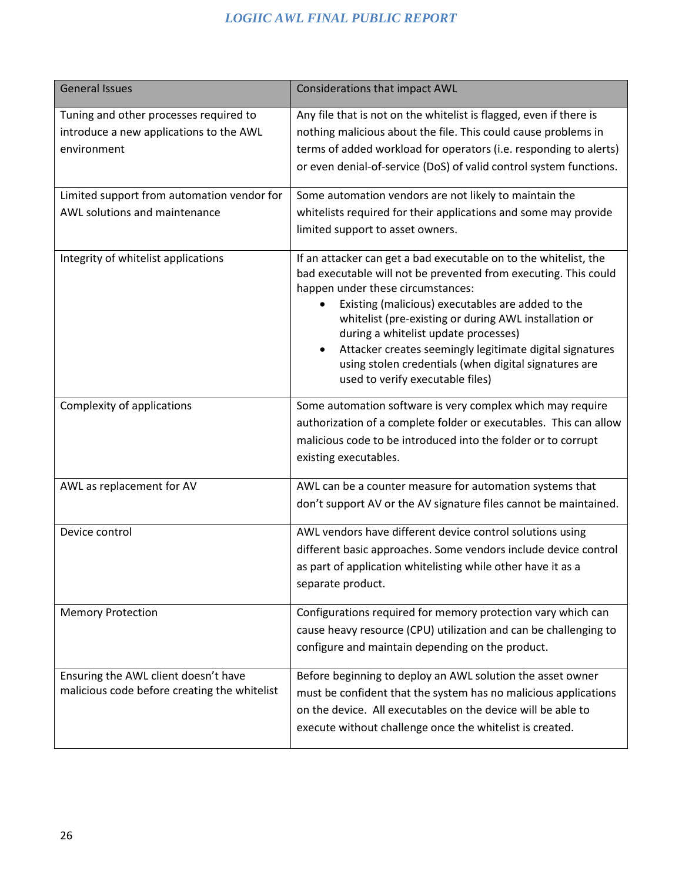| General Issues | Considerations that impact AWL |
|---|---|
| Tuning and other processes required to introduce a new applications to the AWL environment | Any file that is not on the whitelist is flagged, even if there is nothing malicious about the file. This could cause problems in terms of added workload for operators (i.e. responding to alerts) or even denial-of-service (DoS) of valid control system functions. |
| Limited support from automation vendor for AWL solutions and maintenance | Some automation vendors are not likely to maintain the whitelists required for their applications and some may provide limited support to asset owners. |
| Integrity of whitelist applications | If an attacker can get a bad executable on to the whitelist, the bad executable will not be prevented from executing. This could happen under these circumstances: <br>• Existing (malicious) executables are added to the whitelist (pre-existing or during AWL installation or during a whitelist update processes) <br>• Attacker creates seemingly legitimate digital signatures using stolen credentials (when digital signatures are used to verify executable files) |
| Complexity of applications | Some automation software is very complex which may require authorization of a complete folder or executables. This can allow malicious code to be introduced into the folder or to corrupt existing executables. |
| AWL as replacement for AV | AWL can be a counter measure for automation systems that don't support AV or the AV signature files cannot be maintained. |
| Device control | AWL vendors have different device control solutions using different basic approaches. Some vendors include device control as part of application whitelisting while other have it as a separate product. |
| Memory Protection | Configurations required for memory protection vary which can cause heavy resource (CPU) utilization and can be challenging to configure and maintain depending on the product. |
| Ensuring the AWL client doesn't have malicious code before creating the whitelist | Before beginning to deploy an AWL solution the asset owner must be confident that the system has no malicious applications on the device. All executables on the device will be able to execute without challenge once the whitelist is created. |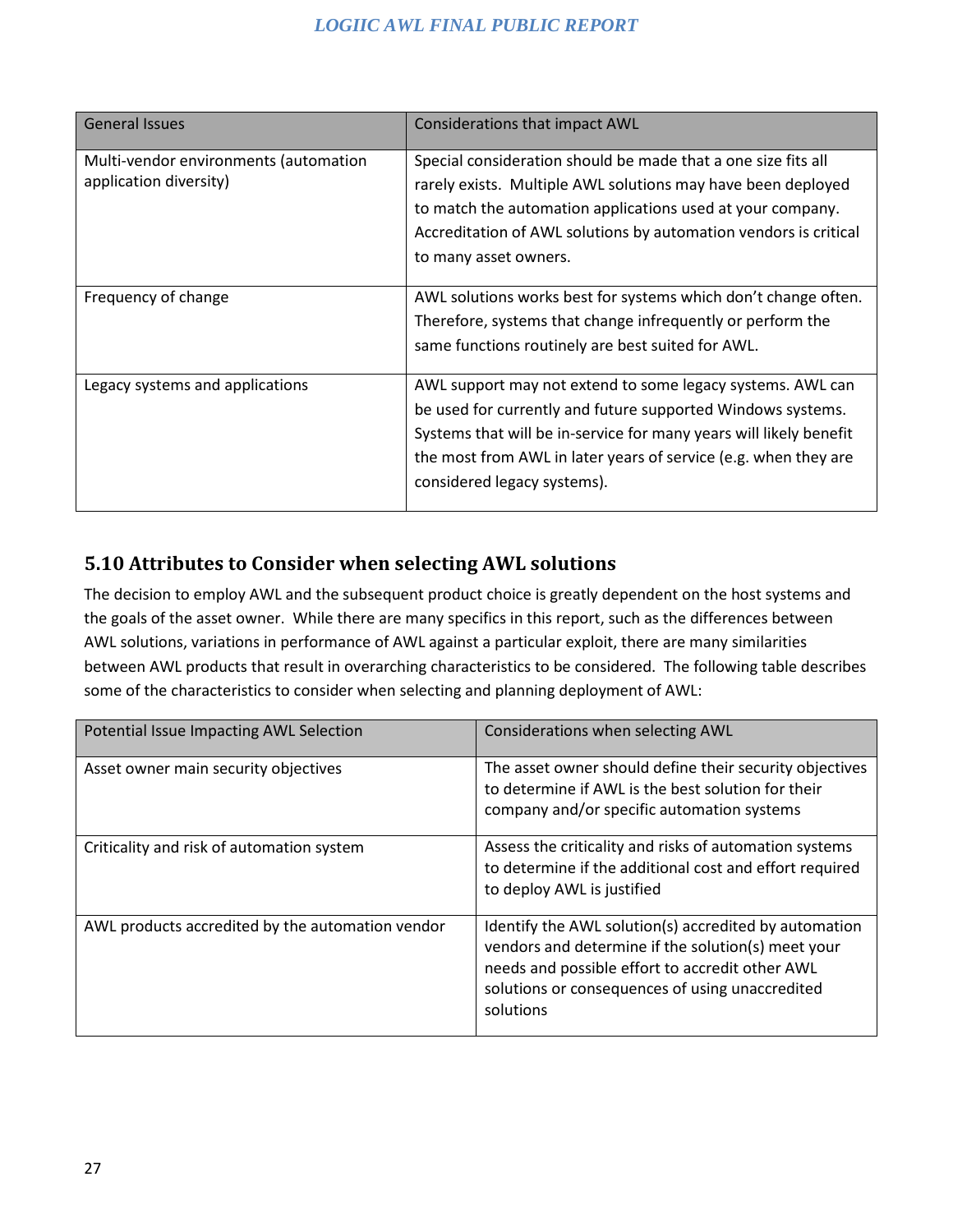| General Issues | Considerations that impact AWL |
|---|---|
| Multi-vendor environments (automation application diversity) | Special consideration should be made that a one size fits all rarely exists. Multiple AWL solutions may have been deployed to match the automation applications used at your company. Accreditation of AWL solutions by automation vendors is critical to many asset owners. |
| Frequency of change | AWL solutions works best for systems which don't change often. Therefore, systems that change infrequently or perform the same functions routinely are best suited for AWL. |
| Legacy systems and applications | AWL support may not extend to some legacy systems. AWL can be used for currently and future supported Windows systems. Systems that will be in-service for many years will likely benefit the most from AWL in later years of service (e.g. when they are considered legacy systems). |

## 5.10 Attributes to Consider when selecting AWL solutions

The decision to employ AWL and the subsequent product choice is greatly dependent on the host systems and the goals of the asset owner. While there are many specifics in this report, such as the differences between AWL solutions, variations in performance of AWL against a particular exploit, there are many similarities between AWL products that result in overarching characteristics to be considered. The following table describes some of the characteristics to consider when selecting and planning deployment of AWL:

| Potential Issue Impacting AWL Selection | Considerations when selecting AWL |
|---|---|
| Asset owner main security objectives | The asset owner should define their security objectives to determine if AWL is the best solution for their company and/or specific automation systems |
| Criticality and risk of automation system | Assess the criticality and risks of automation systems to determine if the additional cost and effort required to deploy AWL is justified |
| AWL products accredited by the automation vendor | Identify the AWL solution(s) accredited by automation vendors and determine if the solution(s) meet your needs and possible effort to accredit other AWL solutions or consequences of using unaccredited solutions |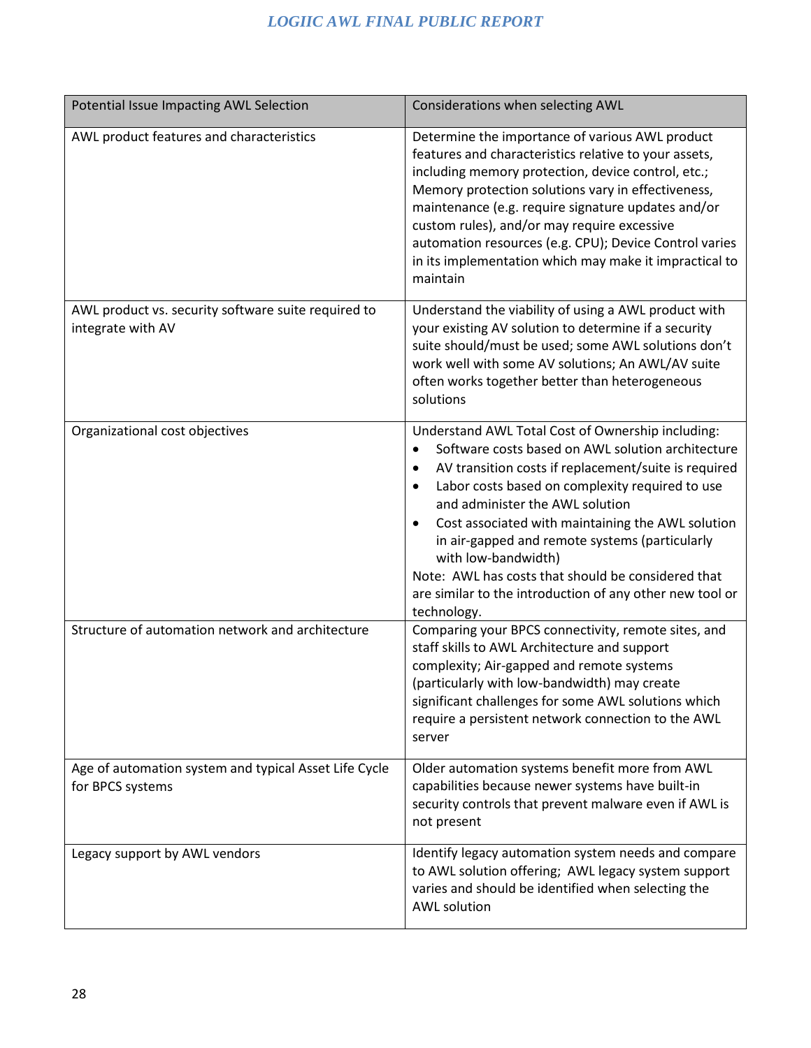| Potential Issue Impacting AWL Selection | Considerations when selecting AWL |
|---|---|
| AWL product features and characteristics | Determine the importance of various AWL product features and characteristics relative to your assets, including memory protection, device control, etc.; Memory protection solutions vary in effectiveness, maintenance (e.g. require signature updates and/or custom rules), and/or may require excessive automation resources (e.g. CPU); Device Control varies in its implementation which may make it impractical to maintain |
| AWL product vs. security software suite required to integrate with AV | Understand the viability of using a AWL product with your existing AV solution to determine if a security suite should/must be used; some AWL solutions don't work well with some AV solutions; An AWL/AV suite often works together better than heterogeneous solutions |
| Organizational cost objectives | Understand AWL Total Cost of Ownership including: <br>• Software costs based on AWL solution architecture <br>• AV transition costs if replacement/suite is required <br>• Labor costs based on complexity required to use and administer the AWL solution <br>• Cost associated with maintaining the AWL solution in air-gapped and remote systems (particularly with low-bandwidth) <br>Note: AWL has costs that should be considered that are similar to the introduction of any other new tool or technology. |
| Structure of automation network and architecture | Comparing your BPCS connectivity, remote sites, and staff skills to AWL Architecture and support complexity; Air-gapped and remote systems (particularly with low-bandwidth) may create significant challenges for some AWL solutions which require a persistent network connection to the AWL server |
| Age of automation system and typical Asset Life Cycle for BPCS systems | Older automation systems benefit more from AWL capabilities because newer systems have built-in security controls that prevent malware even if AWL is not present |
| Legacy support by AWL vendors | Identify legacy automation system needs and compare to AWL solution offering; AWL legacy system support varies and should be identified when selecting the AWL solution |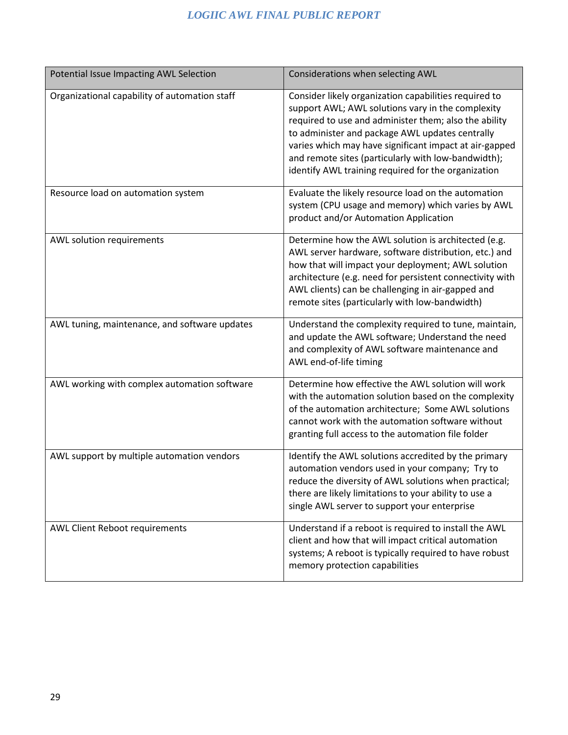| Potential Issue Impacting AWL Selection | Considerations when selecting AWL |
|---|---|
| Organizational capability of automation staff | Consider likely organization capabilities required to support AWL; AWL solutions vary in the complexity required to use and administer them; also the ability to administer and package AWL updates centrally varies which may have significant impact at air-gapped and remote sites (particularly with low-bandwidth); identify AWL training required for the organization |
| Resource load on automation system | Evaluate the likely resource load on the automation system (CPU usage and memory) which varies by AWL product and/or Automation Application |
| AWL solution requirements | Determine how the AWL solution is architected (e.g. AWL server hardware, software distribution, etc.) and how that will impact your deployment; AWL solution architecture (e.g. need for persistent connectivity with AWL clients) can be challenging in air-gapped and remote sites (particularly with low-bandwidth) |
| AWL tuning, maintenance, and software updates | Understand the complexity required to tune, maintain, and update the AWL software; Understand the need and complexity of AWL software maintenance and AWL end-of-life timing |
| AWL working with complex automation software | Determine how effective the AWL solution will work with the automation solution based on the complexity of the automation architecture; Some AWL solutions cannot work with the automation software without granting full access to the automation file folder |
| AWL support by multiple automation vendors | Identify the AWL solutions accredited by the primary automation vendors used in your company; Try to reduce the diversity of AWL solutions when practical; there are likely limitations to your ability to use a single AWL server to support your enterprise |
| AWL Client Reboot requirements | Understand if a reboot is required to install the AWL client and how that will impact critical automation systems; A reboot is typically required to have robust memory protection capabilities |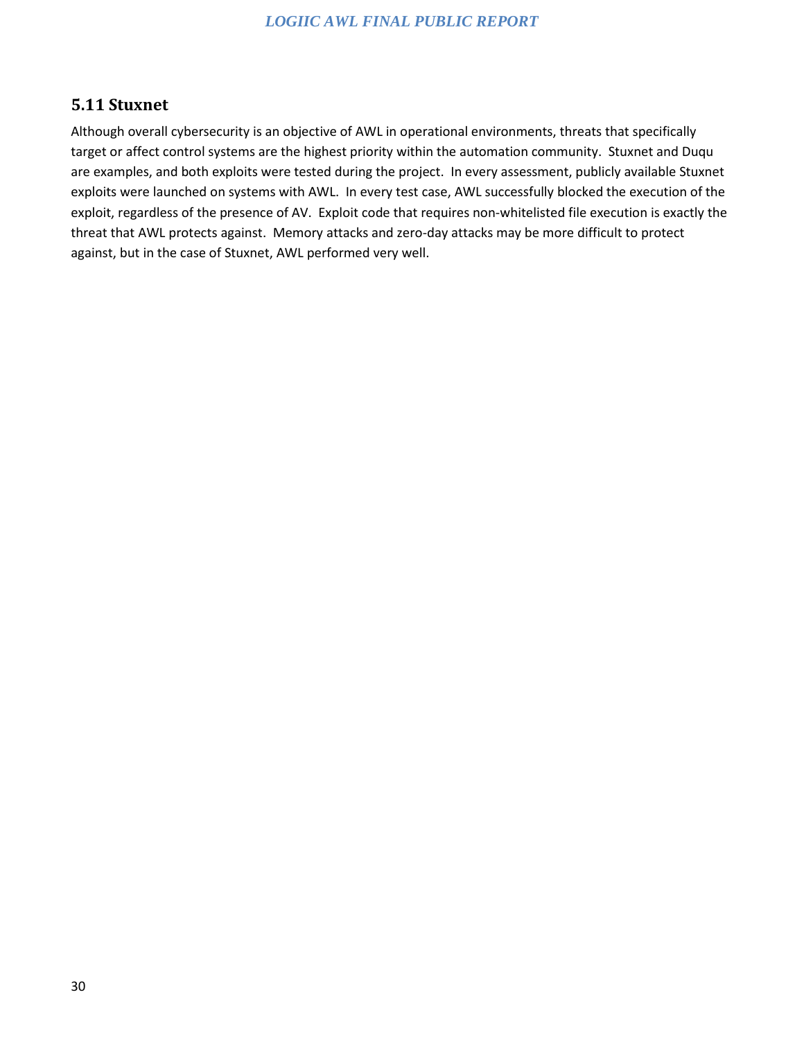## 5.11 Stuxnet

Although overall cybersecurity is an objective of AWL in operational environments, threats that specifically target or affect control systems are the highest priority within the automation community. Stuxnet and Duqu are examples, and both exploits were tested during the project. In every assessment, publicly available Stuxnet exploits were launched on systems with AWL. In every test case, AWL successfully blocked the execution of the exploit, regardless of the presence of AV. Exploit code that requires non-whitelisted file execution is exactly the threat that AWL protects against. Memory attacks and zero-day attacks may be more difficult to protect against, but in the case of Stuxnet, AWL performed very well.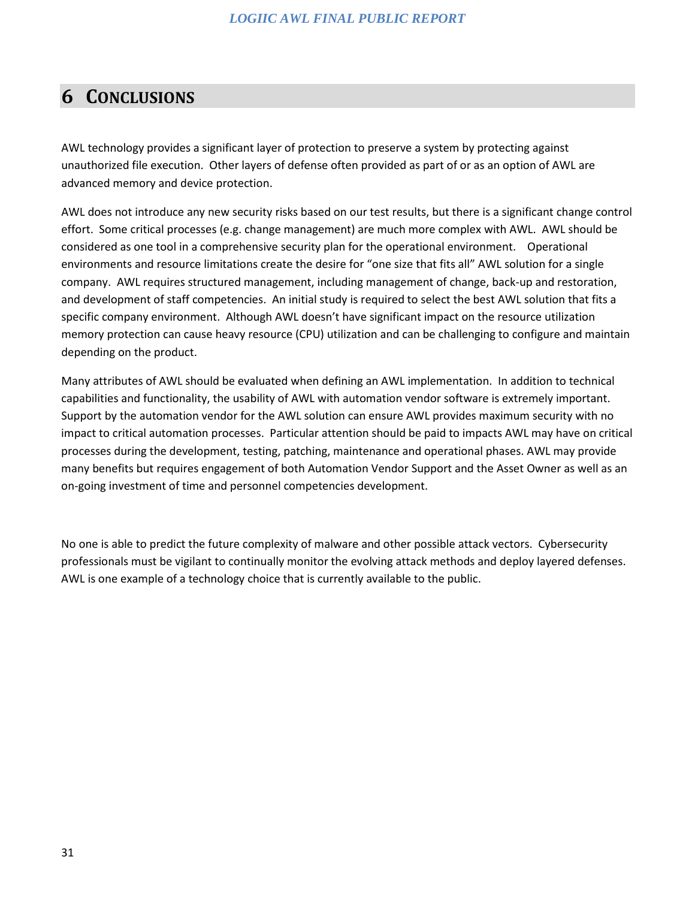# 6 Conclusions

AWL technology provides a significant layer of protection to preserve a system by protecting against unauthorized file execution. Other layers of defense often provided as part of or as an option of AWL are advanced memory and device protection.

AWL does not introduce any new security risks based on our test results, but there is a significant change control effort. Some critical processes (e.g. change management) are much more complex with AWL. AWL should be considered as one tool in a comprehensive security plan for the operational environment. Operational environments and resource limitations create the desire for "one size that fits all" AWL solution for a single company. AWL requires structured management, including management of change, back-up and restoration, and development of staff competencies. An initial study is required to select the best AWL solution that fits a specific company environment. Although AWL doesn't have significant impact on the resource utilization memory protection can cause heavy resource (CPU) utilization and can be challenging to configure and maintain depending on the product.

Many attributes of AWL should be evaluated when defining an AWL implementation. In addition to technical capabilities and functionality, the usability of AWL with automation vendor software is extremely important. Support by the automation vendor for the AWL solution can ensure AWL provides maximum security with no impact to critical automation processes. Particular attention should be paid to impacts AWL may have on critical processes during the development, testing, patching, maintenance and operational phases. AWL may provide many benefits but requires engagement of both Automation Vendor Support and the Asset Owner as well as an on-going investment of time and personnel competencies development.

No one is able to predict the future complexity of malware and other possible attack vectors. Cybersecurity professionals must be vigilant to continually monitor the evolving attack methods and deploy layered defenses. AWL is one example of a technology choice that is currently available to the public.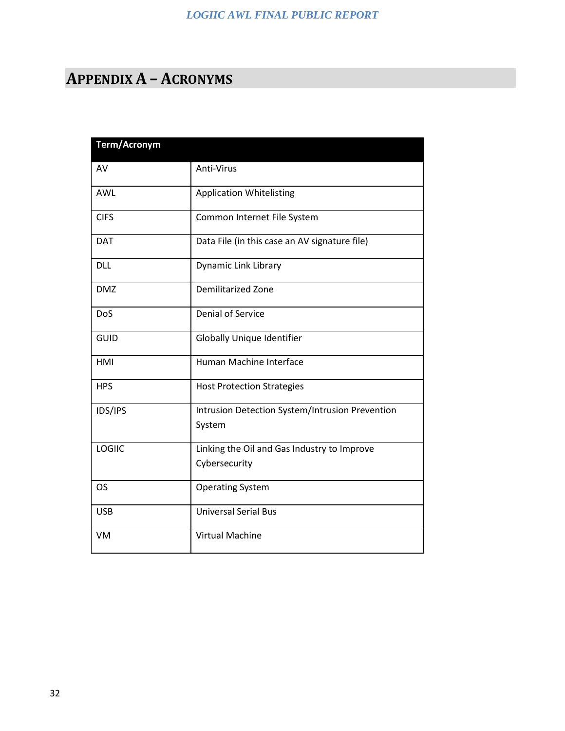# Appendix A – Acronyms

| Term/Acronym | |
|---|---|
| AV | Anti-Virus |
| AWL | Application Whitelisting |
| CIFS | Common Internet File System |
| DAT | Data File (in this case an AV signature file) |
| DLL | Dynamic Link Library |
| DMZ | Demilitarized Zone |
| DoS | Denial of Service |
| GUID | Globally Unique Identifier |
| HMI | Human Machine Interface |
| HPS | Host Protection Strategies |
| IDS/IPS | Intrusion Detection System/Intrusion Prevention System |
| LOGIIC | Linking the Oil and Gas Industry to Improve Cybersecurity |
| OS | Operating System |
| USB | Universal Serial Bus |
| VM | Virtual Machine |